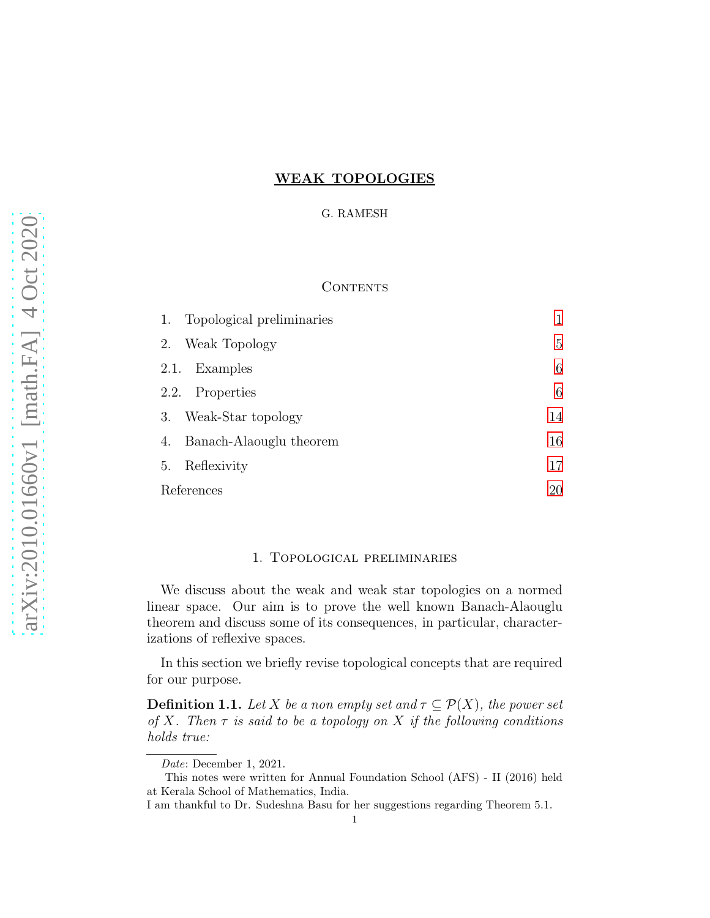# WEAK TOPOLOGIES

G. RAMESH

## Contents

1. Topological preliminaries 1
2. Weak Topology 5
   - 2.1. Examples 6
   - 2.2. Properties 6
3. Weak-Star topology 14
4. Banach-Alaouglu theorem 16
5. Reflexivity 17

References 20

## 1. Topological preliminaries

We discuss about the weak and weak star topologies on a normed linear space. Our aim is to prove the well known Banach-Alaouglu theorem and discuss some of its consequences, in particular, characterizations of reflexive spaces.

In this section we briefly revise topological concepts that are required for our purpose.

**Definition 1.1.** *Let $X$ be a non empty set and $\tau \subseteq \mathcal{P}(X)$, the power set of $X$. Then $\tau$ is said to be a topology on $X$ if the following conditions holds true:*

---

*Date*: December 1, 2021.

This notes were written for Annual Foundation School (AFS) - II (2016) held at Kerala School of Mathematics, India.

I am thankful to Dr. Sudeshna Basu for her suggestions regarding Theorem 5.1.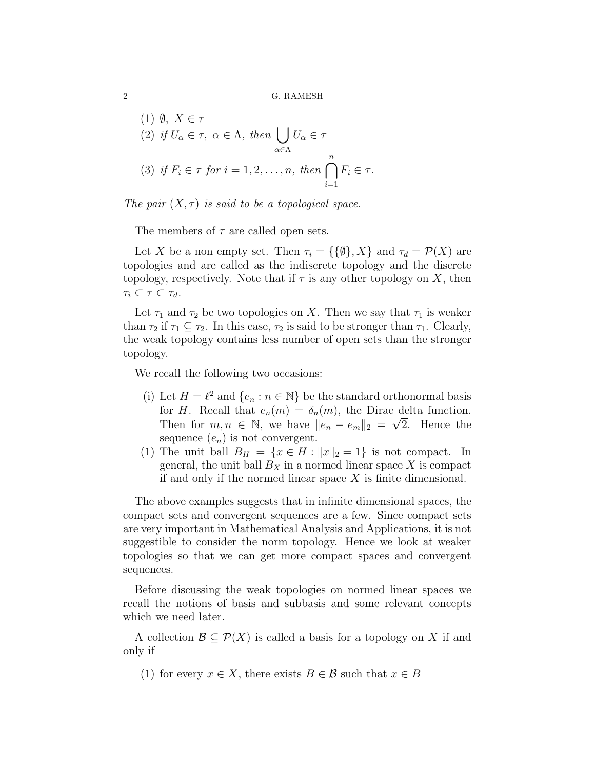(1) $\emptyset,\ X \in \tau$
(2) *if* $U_\alpha \in \tau,\ \alpha \in \Lambda$*, then* $\displaystyle\bigcup_{\alpha\in\Lambda} U_\alpha \in \tau$
(3) *if* $F_i \in \tau$ *for* $i = 1, 2, \ldots, n$*, then* $\displaystyle\bigcap_{i=1}^{n} F_i \in \tau$.

*The pair* $(X, \tau)$ *is said to be a topological space.*

The members of $\tau$ are called open sets.

Let $X$ be a non empty set. Then $\tau_i = \{\{\emptyset\}, X\}$ and $\tau_d = \mathcal{P}(X)$ are topologies and are called as the indiscrete topology and the discrete topology, respectively. Note that if $\tau$ is any other topology on $X$, then $\tau_i \subset \tau \subset \tau_d$.

Let $\tau_1$ and $\tau_2$ be two topologies on $X$. Then we say that $\tau_1$ is weaker than $\tau_2$ if $\tau_1 \subseteq \tau_2$. In this case, $\tau_2$ is said to be stronger than $\tau_1$. Clearly, the weak topology contains less number of open sets than the stronger topology.

We recall the following two occasions:

(i) Let $H = \ell^2$ and $\{e_n : n \in \mathbb{N}\}$ be the standard orthonormal basis for $H$. Recall that $e_n(m) = \delta_n(m)$, the Dirac delta function. Then for $m, n \in \mathbb{N}$, we have $\|e_n - e_m\|_2 = \sqrt{2}$. Hence the sequence $(e_n)$ is not convergent.

(1) The unit ball $B_H = \{x \in H : \|x\|_2 = 1\}$ is not compact. In general, the unit ball $B_X$ in a normed linear space $X$ is compact if and only if the normed linear space $X$ is finite dimensional.

The above examples suggests that in infinite dimensional spaces, the compact sets and convergent sequences are a few. Since compact sets are very important in Mathematical Analysis and Applications, it is not suggestible to consider the norm topology. Hence we look at weaker topologies so that we can get more compact spaces and convergent sequences.

Before discussing the weak topologies on normed linear spaces we recall the notions of basis and subbasis and some relevant concepts which we need later.

A collection $\mathcal{B} \subseteq \mathcal{P}(X)$ is called a basis for a topology on $X$ if and only if

(1) for every $x \in X$, there exists $B \in \mathcal{B}$ such that $x \in B$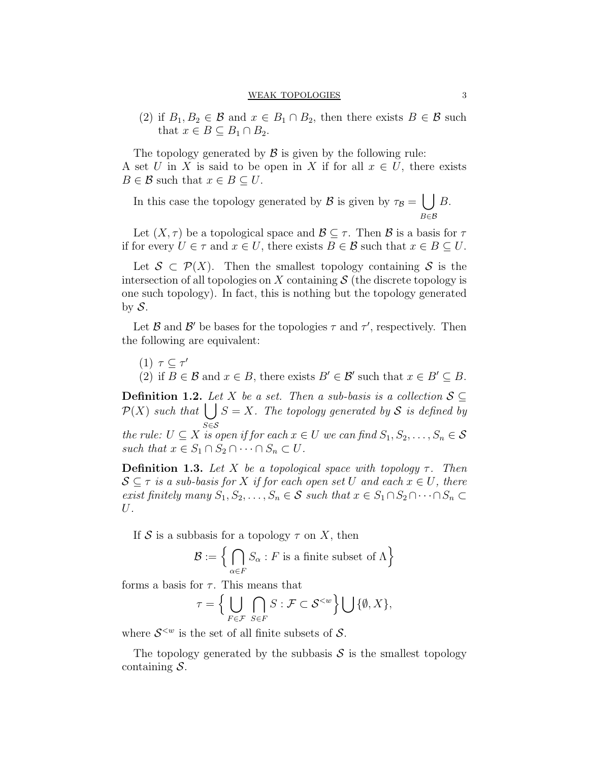(2) if $B_1, B_2 \in \mathcal{B}$ and $x \in B_1 \cap B_2$, then there exists $B \in \mathcal{B}$ such that $x \in B \subseteq B_1 \cap B_2$.

The topology generated by $\mathcal{B}$ is given by the following rule:
A set $U$ in $X$ is said to be open in $X$ if for all $x \in U$, there exists $B \in \mathcal{B}$ such that $x \in B \subseteq U$.

In this case the topology generated by $\mathcal{B}$ is given by $\tau_{\mathcal{B}} = \bigcup_{B \in \mathcal{B}} B$.

Let $(X, \tau)$ be a topological space and $\mathcal{B} \subseteq \tau$. Then $\mathcal{B}$ is a basis for $\tau$ if for every $U \in \tau$ and $x \in U$, there exists $B \in \mathcal{B}$ such that $x \in B \subseteq U$.

Let $\mathcal{S} \subset \mathcal{P}(X)$. Then the smallest topology containing $\mathcal{S}$ is the intersection of all topologies on $X$ containing $\mathcal{S}$ (the discrete topology is one such topology). In fact, this is nothing but the topology generated by $\mathcal{S}$.

Let $\mathcal{B}$ and $\mathcal{B}'$ be bases for the topologies $\tau$ and $\tau'$, respectively. Then the following are equivalent:

(1) $\tau \subseteq \tau'$
(2) if $B \in \mathcal{B}$ and $x \in B$, there exists $B' \in \mathcal{B}'$ such that $x \in B' \subseteq B$.

**Definition 1.2.** *Let $X$ be a set. Then a sub-basis is a collection $\mathcal{S} \subseteq \mathcal{P}(X)$ such that $\bigcup_{S \in \mathcal{S}} S = X$. The topology generated by $\mathcal{S}$ is defined by the rule: $U \subseteq X$ is open if for each $x \in U$ we can find $S_1, S_2, \ldots, S_n \in \mathcal{S}$ such that $x \in S_1 \cap S_2 \cap \cdots \cap S_n \subset U$.*

**Definition 1.3.** *Let $X$ be a topological space with topology $\tau$. Then $\mathcal{S} \subseteq \tau$ is a sub-basis for $X$ if for each open set $U$ and each $x \in U$, there exist finitely many $S_1, S_2, \ldots, S_n \in \mathcal{S}$ such that $x \in S_1 \cap S_2 \cap \cdots \cap S_n \subset U$.*

If $\mathcal{S}$ is a subbasis for a topology $\tau$ on $X$, then

$$\mathcal{B} := \Big\{ \bigcap_{\alpha \in F} S_\alpha : F \text{ is a finite subset of } \Lambda \Big\}$$

forms a basis for $\tau$. This means that

$$\tau = \Big\{ \bigcup_{F \in \mathcal{F}} \bigcap_{S \in F} S : \mathcal{F} \subset \mathcal{S}^{<w} \Big\} \bigcup \{\emptyset, X\},$$

where $\mathcal{S}^{<w}$ is the set of all finite subsets of $\mathcal{S}$.

The topology generated by the subbasis $\mathcal{S}$ is the smallest topology containing $\mathcal{S}$.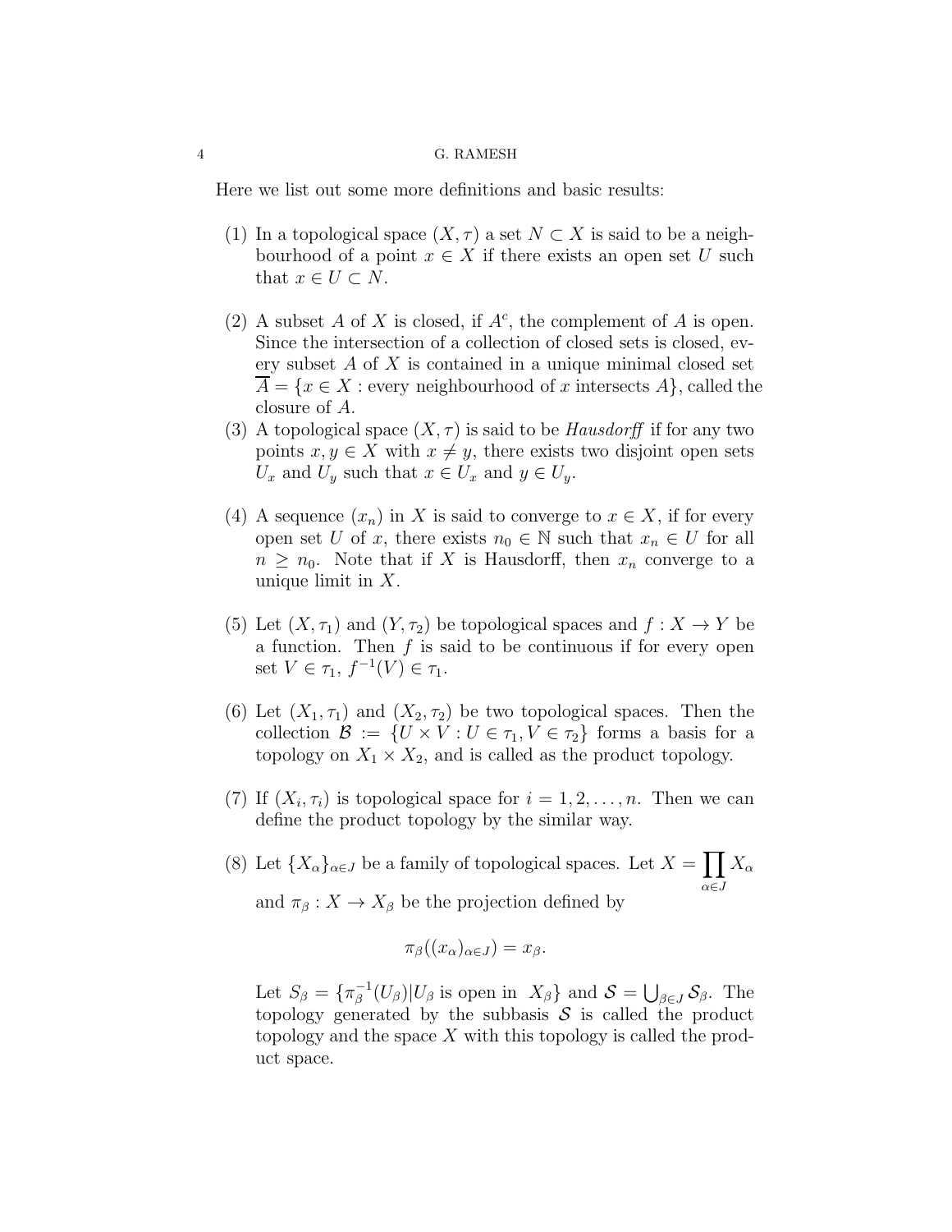Here we list out some more definitions and basic results:

1. In a topological space $(X, \tau)$ a set $N \subset X$ is said to be a neighbourhood of a point $x \in X$ if there exists an open set $U$ such that $x \in U \subset N$.
2. A subset $A$ of $X$ is closed, if $A^c$, the complement of $A$ is open. Since the intersection of a collection of closed sets is closed, every subset $A$ of $X$ is contained in a unique minimal closed set $\overline{A} = \{x \in X : \text{every neighbourhood of } x \text{ intersects } A\}$, called the closure of $A$.
3. A topological space $(X, \tau)$ is said to be *Hausdorff* if for any two points $x, y \in X$ with $x \neq y$, there exists two disjoint open sets $U_x$ and $U_y$ such that $x \in U_x$ and $y \in U_y$.
4. A sequence $(x_n)$ in $X$ is said to converge to $x \in X$, if for every open set $U$ of $x$, there exists $n_0 \in \mathbb{N}$ such that $x_n \in U$ for all $n \geq n_0$. Note that if $X$ is Hausdorff, then $x_n$ converge to a unique limit in $X$.
5. Let $(X, \tau_1)$ and $(Y, \tau_2)$ be topological spaces and $f : X \to Y$ be a function. Then $f$ is said to be continuous if for every open set $V \in \tau_1$, $f^{-1}(V) \in \tau_1$.
6. Let $(X_1, \tau_1)$ and $(X_2, \tau_2)$ be two topological spaces. Then the collection $\mathcal{B} := \{U \times V : U \in \tau_1, V \in \tau_2\}$ forms a basis for a topology on $X_1 \times X_2$, and is called as the product topology.
7. If $(X_i, \tau_i)$ is topological space for $i = 1, 2, \ldots, n$. Then we can define the product topology by the similar way.
8. Let $\{X_\alpha\}_{\alpha \in J}$ be a family of topological spaces. Let $X = \prod\limits_{\alpha \in J} X_\alpha$ and $\pi_\beta : X \to X_\beta$ be the projection defined by

   $$\pi_\beta((x_\alpha)_{\alpha \in J}) = x_\beta.$$

   Let $S_\beta = \{\pi_\beta^{-1}(U_\beta) | U_\beta \text{ is open in } X_\beta\}$ and $\mathcal{S} = \bigcup_{\beta \in J} \mathcal{S}_\beta$. The topology generated by the subbasis $\mathcal{S}$ is called the product topology and the space $X$ with this topology is called the product space.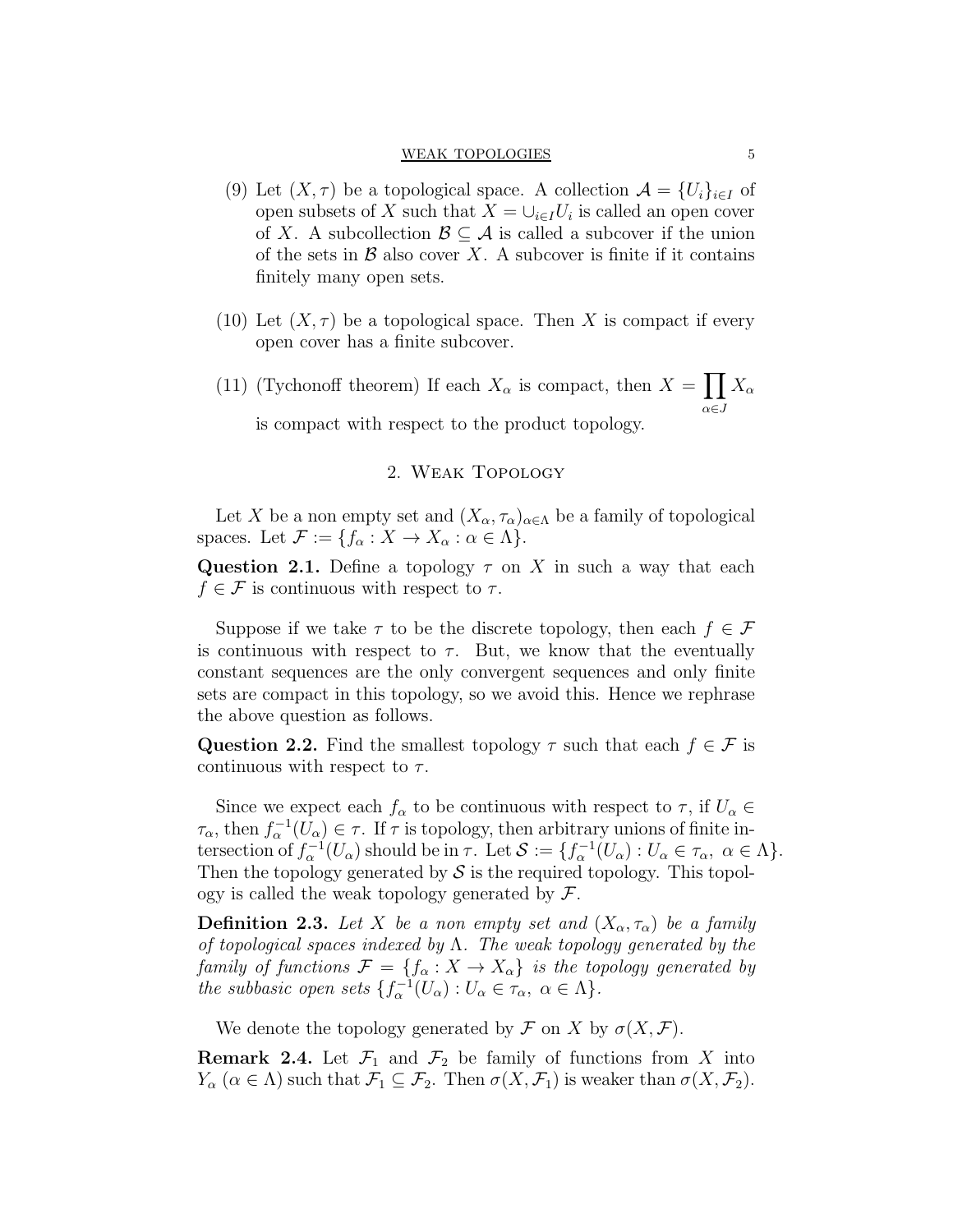(9) Let $(X, \tau)$ be a topological space. A collection $\mathcal{A} = \{U_i\}_{i \in I}$ of open subsets of $X$ such that $X = \cup_{i \in I} U_i$ is called an open cover of $X$. A subcollection $\mathcal{B} \subseteq \mathcal{A}$ is called a subcover if the union of the sets in $\mathcal{B}$ also cover $X$. A subcover is finite if it contains finitely many open sets.

(10) Let $(X, \tau)$ be a topological space. Then $X$ is compact if every open cover has a finite subcover.

(11) (Tychonoff theorem) If each $X_\alpha$ is compact, then $X = \prod_{\alpha \in J} X_\alpha$ is compact with respect to the product topology.

## 2. Weak Topology

Let $X$ be a non empty set and $(X_\alpha, \tau_\alpha)_{\alpha \in \Lambda}$ be a family of topological spaces. Let $\mathcal{F} := \{f_\alpha : X \to X_\alpha : \alpha \in \Lambda\}$.

**Question 2.1.** Define a topology $\tau$ on $X$ in such a way that each $f \in \mathcal{F}$ is continuous with respect to $\tau$.

Suppose if we take $\tau$ to be the discrete topology, then each $f \in \mathcal{F}$ is continuous with respect to $\tau$. But, we know that the eventually constant sequences are the only convergent sequences and only finite sets are compact in this topology, so we avoid this. Hence we rephrase the above question as follows.

**Question 2.2.** Find the smallest topology $\tau$ such that each $f \in \mathcal{F}$ is continuous with respect to $\tau$.

Since we expect each $f_\alpha$ to be continuous with respect to $\tau$, if $U_\alpha \in \tau_\alpha$, then $f_\alpha^{-1}(U_\alpha) \in \tau$. If $\tau$ is topology, then arbitrary unions of finite intersection of $f_\alpha^{-1}(U_\alpha)$ should be in $\tau$. Let $\mathcal{S} := \{f_\alpha^{-1}(U_\alpha) : U_\alpha \in \tau_\alpha,\ \alpha \in \Lambda\}$. Then the topology generated by $\mathcal{S}$ is the required topology. This topology is called the weak topology generated by $\mathcal{F}$.

**Definition 2.3.** *Let $X$ be a non empty set and $(X_\alpha, \tau_\alpha)$ be a family of topological spaces indexed by $\Lambda$. The weak topology generated by the family of functions $\mathcal{F} = \{f_\alpha : X \to X_\alpha\}$ is the topology generated by the subbasic open sets $\{f_\alpha^{-1}(U_\alpha) : U_\alpha \in \tau_\alpha,\ \alpha \in \Lambda\}$.*

We denote the topology generated by $\mathcal{F}$ on $X$ by $\sigma(X, \mathcal{F})$.

**Remark 2.4.** Let $\mathcal{F}_1$ and $\mathcal{F}_2$ be family of functions from $X$ into $Y_\alpha$ ($\alpha \in \Lambda$) such that $\mathcal{F}_1 \subseteq \mathcal{F}_2$. Then $\sigma(X, \mathcal{F}_1)$ is weaker than $\sigma(X, \mathcal{F}_2)$.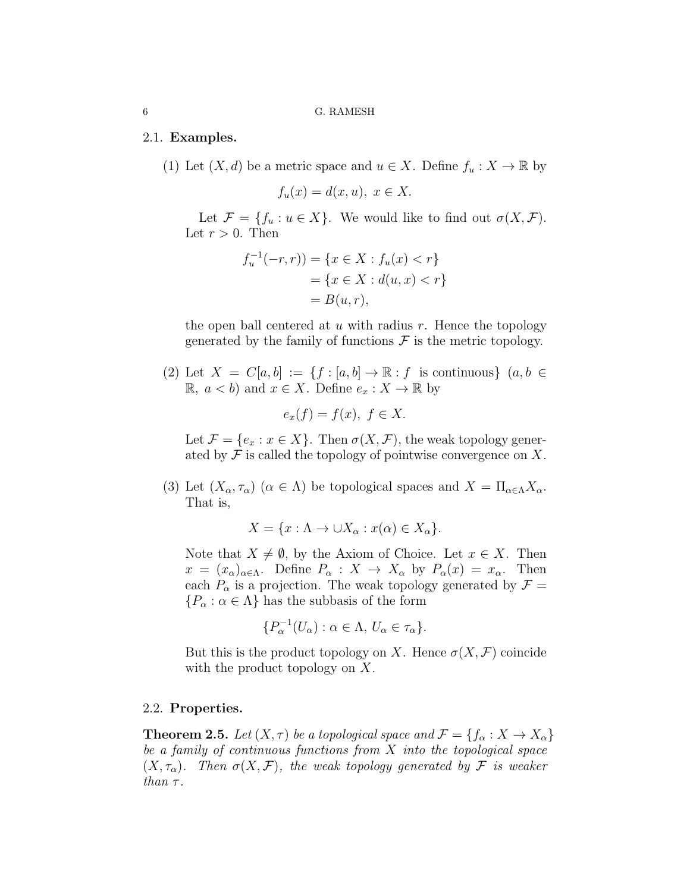### 2.1. **Examples.**

(1) Let $(X,d)$ be a metric space and $u \in X$. Define $f_u : X \to \mathbb{R}$ by

$$f_u(x) = d(x,u),\ x \in X.$$

Let $\mathcal{F} = \{f_u : u \in X\}$. We would like to find out $\sigma(X, \mathcal{F})$. Let $r > 0$. Then

$$\begin{aligned} f_u^{-1}(-r,r)) &= \{x \in X : f_u(x) < r\} \\ &= \{x \in X : d(u,x) < r\} \\ &= B(u,r), \end{aligned}$$

the open ball centered at $u$ with radius $r$. Hence the topology generated by the family of functions $\mathcal{F}$ is the metric topology.

(2) Let $X = C[a,b] := \{f : [a,b] \to \mathbb{R} : f \text{ is continuous}\}$ $(a, b \in \mathbb{R},\ a < b)$ and $x \in X$. Define $e_x : X \to \mathbb{R}$ by

$$e_x(f) = f(x),\ f \in X.$$

Let $\mathcal{F} = \{e_x : x \in X\}$. Then $\sigma(X, \mathcal{F})$, the weak topology generated by $\mathcal{F}$ is called the topology of pointwise convergence on $X$.

(3) Let $(X_\alpha, \tau_\alpha)$ $(\alpha \in \Lambda)$ be topological spaces and $X = \Pi_{\alpha \in \Lambda} X_\alpha$. That is,

$$X = \{x : \Lambda \to \cup X_\alpha : x(\alpha) \in X_\alpha\}.$$

Note that $X \neq \emptyset$, by the Axiom of Choice. Let $x \in X$. Then $x = (x_\alpha)_{\alpha \in \Lambda}$. Define $P_\alpha : X \to X_\alpha$ by $P_\alpha(x) = x_\alpha$. Then each $P_\alpha$ is a projection. The weak topology generated by $\mathcal{F} = \{P_\alpha : \alpha \in \Lambda\}$ has the subbasis of the form

$$\{P_\alpha^{-1}(U_\alpha) : \alpha \in \Lambda,\ U_\alpha \in \tau_\alpha\}.$$

But this is the product topology on $X$. Hence $\sigma(X, \mathcal{F})$ coincide with the product topology on $X$.

### 2.2. **Properties.**

**Theorem 2.5.** *Let $(X, \tau)$ be a topological space and $\mathcal{F} = \{f_\alpha : X \to X_\alpha\}$ be a family of continuous functions from $X$ into the topological space $(X, \tau_\alpha)$. Then $\sigma(X, \mathcal{F})$, the weak topology generated by $\mathcal{F}$ is weaker than $\tau$.*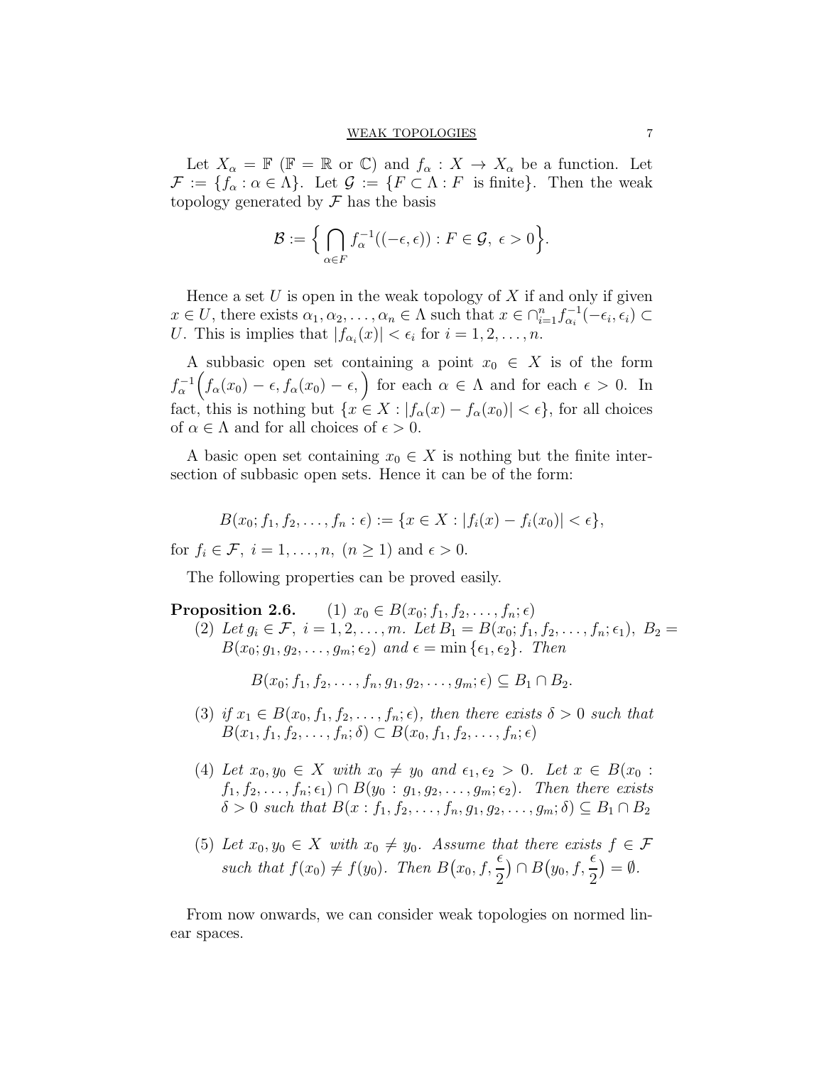Let $X_\alpha = \mathbb{F}$ ($\mathbb{F} = \mathbb{R}$ or $\mathbb{C}$) and $f_\alpha : X \to X_\alpha$ be a function. Let $\mathcal{F} := \{f_\alpha : \alpha \in \Lambda\}$. Let $\mathcal{G} := \{F \subset \Lambda : F \text{ is finite}\}$. Then the weak topology generated by $\mathcal{F}$ has the basis

$$\mathcal{B} := \Big\{ \bigcap_{\alpha \in F} f_\alpha^{-1}((-\epsilon, \epsilon)) : F \in \mathcal{G}, \ \epsilon > 0 \Big\}.$$

Hence a set $U$ is open in the weak topology of $X$ if and only if given $x \in U$, there exists $\alpha_1, \alpha_2, \ldots, \alpha_n \in \Lambda$ such that $x \in \cap_{i=1}^n f_{\alpha_i}^{-1}(-\epsilon_i, \epsilon_i) \subset U$. This is implies that $|f_{\alpha_i}(x)| < \epsilon_i$ for $i = 1, 2, \ldots, n$.

A subbasic open set containing a point $x_0 \in X$ is of the form $f_\alpha^{-1}\Big(f_\alpha(x_0) - \epsilon, f_\alpha(x_0) - \epsilon, \Big)$ for each $\alpha \in \Lambda$ and for each $\epsilon > 0$. In fact, this is nothing but $\{x \in X : |f_\alpha(x) - f_\alpha(x_0)| < \epsilon\}$, for all choices of $\alpha \in \Lambda$ and for all choices of $\epsilon > 0$.

A basic open set containing $x_0 \in X$ is nothing but the finite intersection of subbasic open sets. Hence it can be of the form:

$$B(x_0; f_1, f_2, \ldots, f_n : \epsilon) := \{x \in X : |f_i(x) - f_i(x_0)| < \epsilon\},$$

for $f_i \in \mathcal{F}, \ i = 1, \ldots, n, \ (n \geq 1)$ and $\epsilon > 0$.

The following properties can be proved easily.

**Proposition 2.6.** (1) $x_0 \in B(x_0; f_1, f_2, \ldots, f_n; \epsilon)$

(2) *Let* $g_i \in \mathcal{F}, \ i = 1, 2, \ldots, m$. *Let* $B_1 = B(x_0; f_1, f_2, \ldots, f_n; \epsilon_1)$, $B_2 = B(x_0; g_1, g_2, \ldots, g_m; \epsilon_2)$ *and* $\epsilon = \min\{\epsilon_1, \epsilon_2\}$. *Then*

$$B(x_0; f_1, f_2, \ldots, f_n, g_1, g_2, \ldots, g_m; \epsilon) \subseteq B_1 \cap B_2.$$

(3) *if* $x_1 \in B(x_0, f_1, f_2, \ldots, f_n; \epsilon)$, *then there exists* $\delta > 0$ *such that* $B(x_1, f_1, f_2, \ldots, f_n; \delta) \subset B(x_0, f_1, f_2, \ldots, f_n; \epsilon)$

(4) *Let* $x_0, y_0 \in X$ *with* $x_0 \neq y_0$ *and* $\epsilon_1, \epsilon_2 > 0$. *Let* $x \in B(x_0 : f_1, f_2, \ldots, f_n; \epsilon_1) \cap B(y_0 : g_1, g_2, \ldots, g_m; \epsilon_2)$. *Then there exists* $\delta > 0$ *such that* $B(x : f_1, f_2, \ldots, f_n, g_1, g_2, \ldots, g_m; \delta) \subseteq B_1 \cap B_2$

(5) *Let* $x_0, y_0 \in X$ *with* $x_0 \neq y_0$. *Assume that there exists* $f \in \mathcal{F}$ *such that* $f(x_0) \neq f(y_0)$. *Then* $B\big(x_0, f, \frac{\epsilon}{2}\big) \cap B\big(y_0, f, \frac{\epsilon}{2}\big) = \emptyset$.

From now onwards, we can consider weak topologies on normed linear spaces.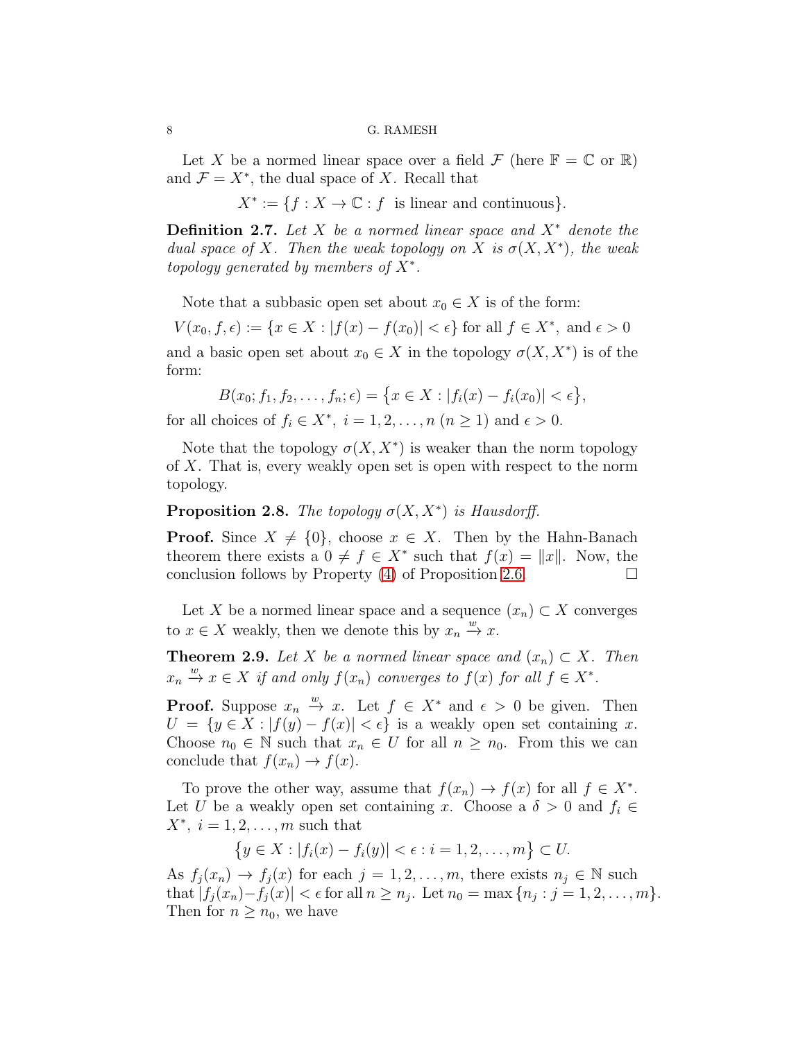Let $X$ be a normed linear space over a field $\mathcal{F}$ (here $\mathbb{F} = \mathbb{C}$ or $\mathbb{R}$) and $\mathcal{F} = X^*$, the dual space of $X$. Recall that

$$X^* := \{f : X \to \mathbb{C} : f \text{ is linear and continuous}\}.$$

**Definition 2.7.** *Let $X$ be a normed linear space and $X^*$ denote the dual space of $X$. Then the weak topology on $X$ is $\sigma(X, X^*)$, the weak topology generated by members of $X^*$.*

Note that a subbasic open set about $x_0 \in X$ is of the form:

$$V(x_0, f, \epsilon) := \{x \in X : |f(x) - f(x_0)| < \epsilon\} \text{ for all } f \in X^*, \text{ and } \epsilon > 0$$

and a basic open set about $x_0 \in X$ in the topology $\sigma(X, X^*)$ is of the form:

$$B(x_0; f_1, f_2, \ldots, f_n; \epsilon) = \big\{x \in X : |f_i(x) - f_i(x_0)| < \epsilon\big\},$$

for all choices of $f_i \in X^*, \ i = 1, 2, \ldots, n$ ($n \geq 1$) and $\epsilon > 0$.

Note that the topology $\sigma(X, X^*)$ is weaker than the norm topology of $X$. That is, every weakly open set is open with respect to the norm topology.

**Proposition 2.8.** *The topology $\sigma(X, X^*)$ is Hausdorff.*

**Proof.** Since $X \neq \{0\}$, choose $x \in X$. Then by the Hahn-Banach theorem there exists a $0 \neq f \in X^*$ such that $f(x) = \|x\|$. Now, the conclusion follows by Property (4) of Proposition 2.6. $\square$

Let $X$ be a normed linear space and a sequence $(x_n) \subset X$ converges to $x \in X$ weakly, then we denote this by $x_n \xrightarrow{w} x$.

**Theorem 2.9.** *Let $X$ be a normed linear space and $(x_n) \subset X$. Then $x_n \xrightarrow{w} x \in X$ if and only $f(x_n)$ converges to $f(x)$ for all $f \in X^*$.*

**Proof.** Suppose $x_n \xrightarrow{w} x$. Let $f \in X^*$ and $\epsilon > 0$ be given. Then $U = \{y \in X : |f(y) - f(x)| < \epsilon\}$ is a weakly open set containing $x$. Choose $n_0 \in \mathbb{N}$ such that $x_n \in U$ for all $n \geq n_0$. From this we can conclude that $f(x_n) \to f(x)$.

To prove the other way, assume that $f(x_n) \to f(x)$ for all $f \in X^*$. Let $U$ be a weakly open set containing $x$. Choose a $\delta > 0$ and $f_i \in X^*, \ i = 1, 2, \ldots, m$ such that

$$\big\{y \in X : |f_i(x) - f_i(y)| < \epsilon : i = 1, 2, \ldots, m\big\} \subset U.$$

As $f_j(x_n) \to f_j(x)$ for each $j = 1, 2, \ldots, m$, there exists $n_j \in \mathbb{N}$ such that $|f_j(x_n) - f_j(x)| < \epsilon$ for all $n \geq n_j$. Let $n_0 = \max\{n_j : j = 1, 2, \ldots, m\}$. Then for $n \geq n_0$, we have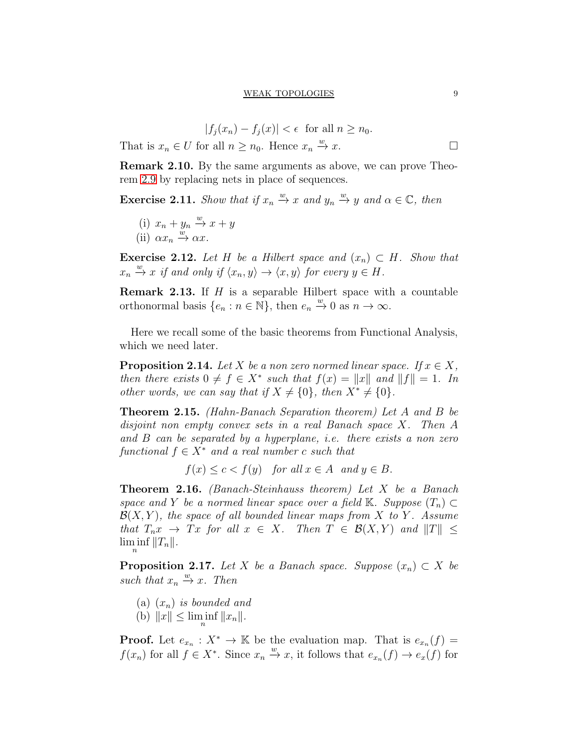$$|f_j(x_n) - f_j(x)| < \epsilon \text{ for all } n \geq n_0.$$

That is $x_n \in U$ for all $n \geq n_0$. Hence $x_n \xrightarrow{w} x$. $\square$

**Remark 2.10.** By the same arguments as above, we can prove Theorem 2.9 by replacing nets in place of sequences.

**Exercise 2.11.** *Show that if $x_n \xrightarrow{w} x$ and $y_n \xrightarrow{w} y$ and $\alpha \in \mathbb{C}$, then*

(i) $x_n + y_n \xrightarrow{w} x + y$
(ii) $\alpha x_n \xrightarrow{w} \alpha x$.

**Exercise 2.12.** *Let $H$ be a Hilbert space and $(x_n) \subset H$. Show that $x_n \xrightarrow{w} x$ if and only if $\langle x_n, y\rangle \to \langle x, y\rangle$ for every $y \in H$.*

**Remark 2.13.** If $H$ is a separable Hilbert space with a countable orthonormal basis $\{e_n : n \in \mathbb{N}\}$, then $e_n \xrightarrow{w} 0$ as $n \to \infty$.

Here we recall some of the basic theorems from Functional Analysis, which we need later.

**Proposition 2.14.** *Let $X$ be a non zero normed linear space. If $x \in X$, then there exists $0 \neq f \in X^*$ such that $f(x) = \|x\|$ and $\|f\| = 1$. In other words, we can say that if $X \neq \{0\}$, then $X^* \neq \{0\}$.*

**Theorem 2.15.** *(Hahn-Banach Separation theorem) Let $A$ and $B$ be disjoint non empty convex sets in a real Banach space $X$. Then $A$ and $B$ can be separated by a hyperplane, i.e. there exists a non zero functional $f \in X^*$ and a real number $c$ such that*

$$f(x) \leq c < f(y) \quad \text{for all } x \in A \text{ and } y \in B.$$

**Theorem 2.16.** *(Banach-Steinhauss theorem) Let $X$ be a Banach space and $Y$ be a normed linear space over a field $\mathbb{K}$. Suppose $(T_n) \subset \mathcal{B}(X, Y)$, the space of all bounded linear maps from $X$ to $Y$. Assume that $T_n x \to Tx$ for all $x \in X$. Then $T \in \mathcal{B}(X, Y)$ and $\|T\| \leq \liminf\limits_n \|T_n\|$.*

**Proposition 2.17.** *Let $X$ be a Banach space. Suppose $(x_n) \subset X$ be such that $x_n \xrightarrow{w} x$. Then*

(a) *$(x_n)$ is bounded and*
(b) *$\|x\| \leq \liminf\limits_n \|x_n\|$.*

**Proof.** Let $e_{x_n} : X^* \to \mathbb{K}$ be the evaluation map. That is $e_{x_n}(f) = f(x_n)$ for all $f \in X^*$. Since $x_n \xrightarrow{w} x$, it follows that $e_{x_n}(f) \to e_x(f)$ for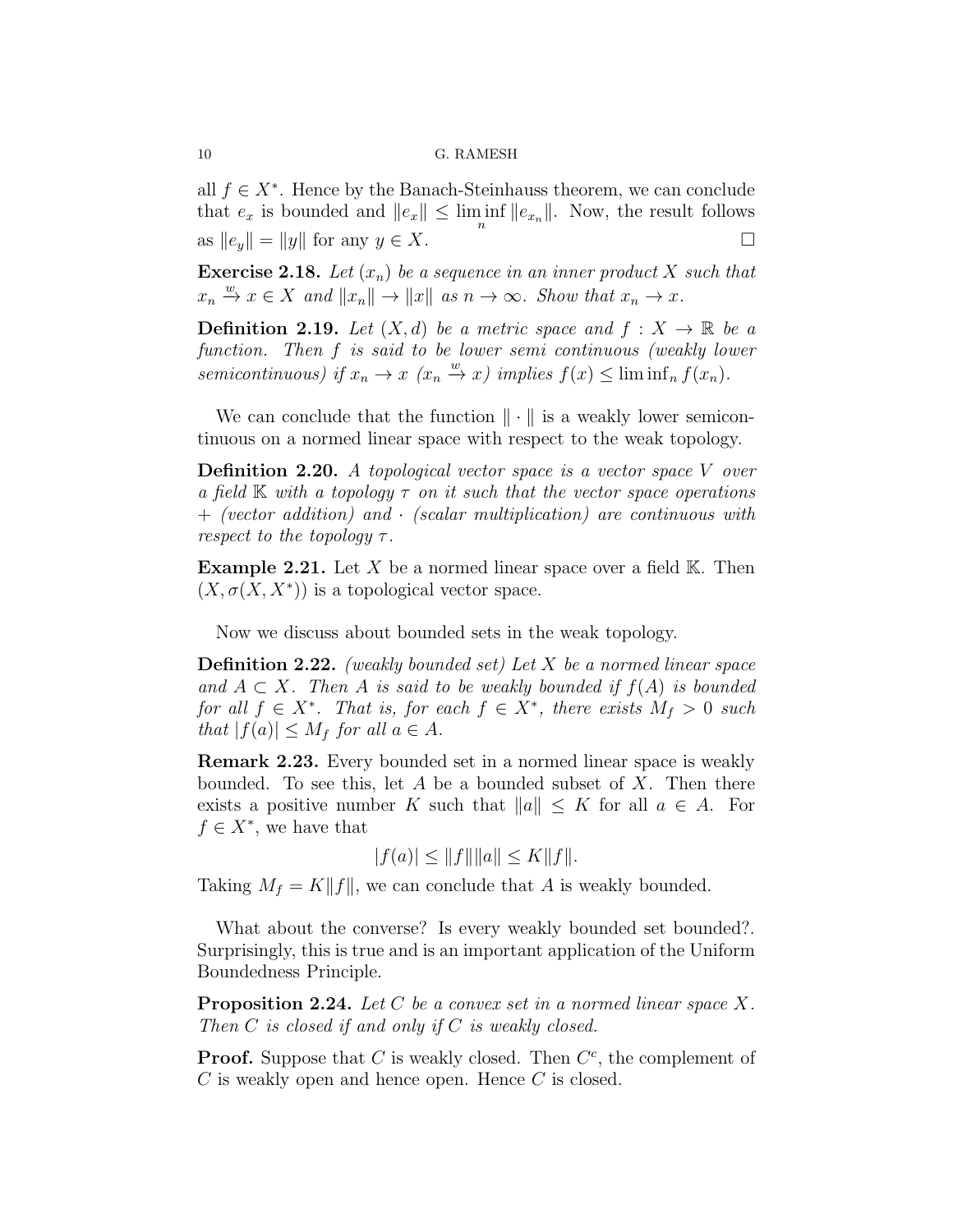all $f \in X^*$. Hence by the Banach-Steinhauss theorem, we can conclude that $e_x$ is bounded and $\|e_x\| \leq \liminf_n \|e_{x_n}\|$. Now, the result follows as $\|e_y\| = \|y\|$ for any $y \in X$. $\square$

**Exercise 2.18.** *Let $(x_n)$ be a sequence in an inner product $X$ such that $x_n \xrightarrow{w} x \in X$ and $\|x_n\| \to \|x\|$ as $n \to \infty$. Show that $x_n \to x$.*

**Definition 2.19.** *Let $(X, d)$ be a metric space and $f : X \to \mathbb{R}$ be a function. Then $f$ is said to be lower semi continuous (weakly lower semicontinuous) if $x_n \to x$ ($x_n \xrightarrow{w} x$) implies $f(x) \leq \liminf_n f(x_n)$.*

We can conclude that the function $\| \cdot \|$ is a weakly lower semicontinuous on a normed linear space with respect to the weak topology.

**Definition 2.20.** *A topological vector space is a vector space $V$ over a field $\mathbb{K}$ with a topology $\tau$ on it such that the vector space operations $+$ (vector addition) and $\cdot$ (scalar multiplication) are continuous with respect to the topology $\tau$.*

**Example 2.21.** Let $X$ be a normed linear space over a field $\mathbb{K}$. Then $(X, \sigma(X, X^*))$ is a topological vector space.

Now we discuss about bounded sets in the weak topology.

**Definition 2.22.** *(weakly bounded set) Let $X$ be a normed linear space and $A \subset X$. Then $A$ is said to be weakly bounded if $f(A)$ is bounded for all $f \in X^*$. That is, for each $f \in X^*$, there exists $M_f > 0$ such that $|f(a)| \leq M_f$ for all $a \in A$.*

**Remark 2.23.** Every bounded set in a normed linear space is weakly bounded. To see this, let $A$ be a bounded subset of $X$. Then there exists a positive number $K$ such that $\|a\| \leq K$ for all $a \in A$. For $f \in X^*$, we have that

$$|f(a)| \leq \|f\| \|a\| \leq K \|f\|.$$

Taking $M_f = K\|f\|$, we can conclude that $A$ is weakly bounded.

What about the converse? Is every weakly bounded set bounded?. Surprisingly, this is true and is an important application of the Uniform Boundedness Principle.

**Proposition 2.24.** *Let $C$ be a convex set in a normed linear space $X$. Then $C$ is closed if and only if $C$ is weakly closed.*

**Proof.** Suppose that $C$ is weakly closed. Then $C^c$, the complement of $C$ is weakly open and hence open. Hence $C$ is closed.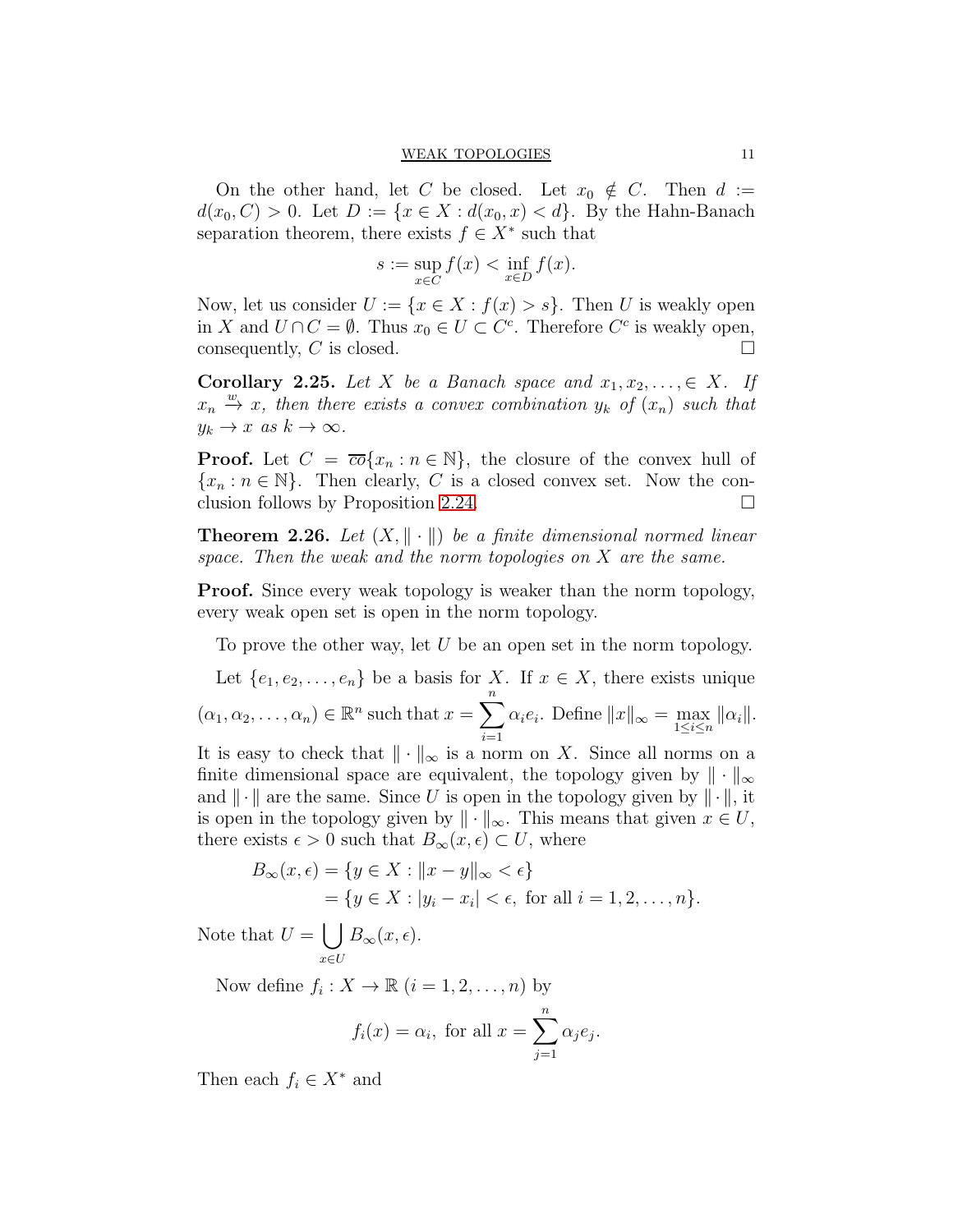On the other hand, let $C$ be closed. Let $x_0 \notin C$. Then $d := d(x_0, C) > 0$. Let $D := \{x \in X : d(x_0, x) < d\}$. By the Hahn-Banach separation theorem, there exists $f \in X^*$ such that

$$s := \sup_{x \in C} f(x) < \inf_{x \in D} f(x).$$

Now, let us consider $U := \{x \in X : f(x) > s\}$. Then $U$ is weakly open in $X$ and $U \cap C = \emptyset$. Thus $x_0 \in U \subset C^c$. Therefore $C^c$ is weakly open, consequently, $C$ is closed. $\square$

**Corollary 2.25.** *Let $X$ be a Banach space and $x_1, x_2, \ldots, \in X$. If $x_n \xrightarrow{w} x$, then there exists a convex combination $y_k$ of $(x_n)$ such that $y_k \to x$ as $k \to \infty$.*

**Proof.** Let $C = \overline{co}\{x_n : n \in \mathbb{N}\}$, the closure of the convex hull of $\{x_n : n \in \mathbb{N}\}$. Then clearly, $C$ is a closed convex set. Now the conclusion follows by Proposition 2.24. $\square$

**Theorem 2.26.** *Let $(X, \|\cdot\|)$ be a finite dimensional normed linear space. Then the weak and the norm topologies on $X$ are the same.*

**Proof.** Since every weak topology is weaker than the norm topology, every weak open set is open in the norm topology.

To prove the other way, let $U$ be an open set in the norm topology.

Let $\{e_1, e_2, \ldots, e_n\}$ be a basis for $X$. If $x \in X$, there exists unique $(\alpha_1, \alpha_2, \ldots, \alpha_n) \in \mathbb{R}^n$ such that $x = \sum_{i=1}^{n} \alpha_i e_i$. Define $\|x\|_\infty = \max_{1 \le i \le n} \|\alpha_i\|$. It is easy to check that $\|\cdot\|_\infty$ is a norm on $X$. Since all norms on a finite dimensional space are equivalent, the topology given by $\|\cdot\|_\infty$ and $\|\cdot\|$ are the same. Since $U$ is open in the topology given by $\|\cdot\|$, it is open in the topology given by $\|\cdot\|_\infty$. This means that given $x \in U$, there exists $\epsilon > 0$ such that $B_\infty(x, \epsilon) \subset U$, where

$$\begin{aligned} B_\infty(x, \epsilon) &= \{y \in X : \|x - y\|_\infty < \epsilon\} \\ &= \{y \in X : |y_i - x_i| < \epsilon, \text{ for all } i = 1, 2, \ldots, n\}. \end{aligned}$$

Note that $U = \bigcup_{x \in U} B_\infty(x, \epsilon)$.

Now define $f_i : X \to \mathbb{R}$ $(i = 1, 2, \ldots, n)$ by

$$f_i(x) = \alpha_i, \text{ for all } x = \sum_{j=1}^{n} \alpha_j e_j.$$

Then each $f_i \in X^*$ and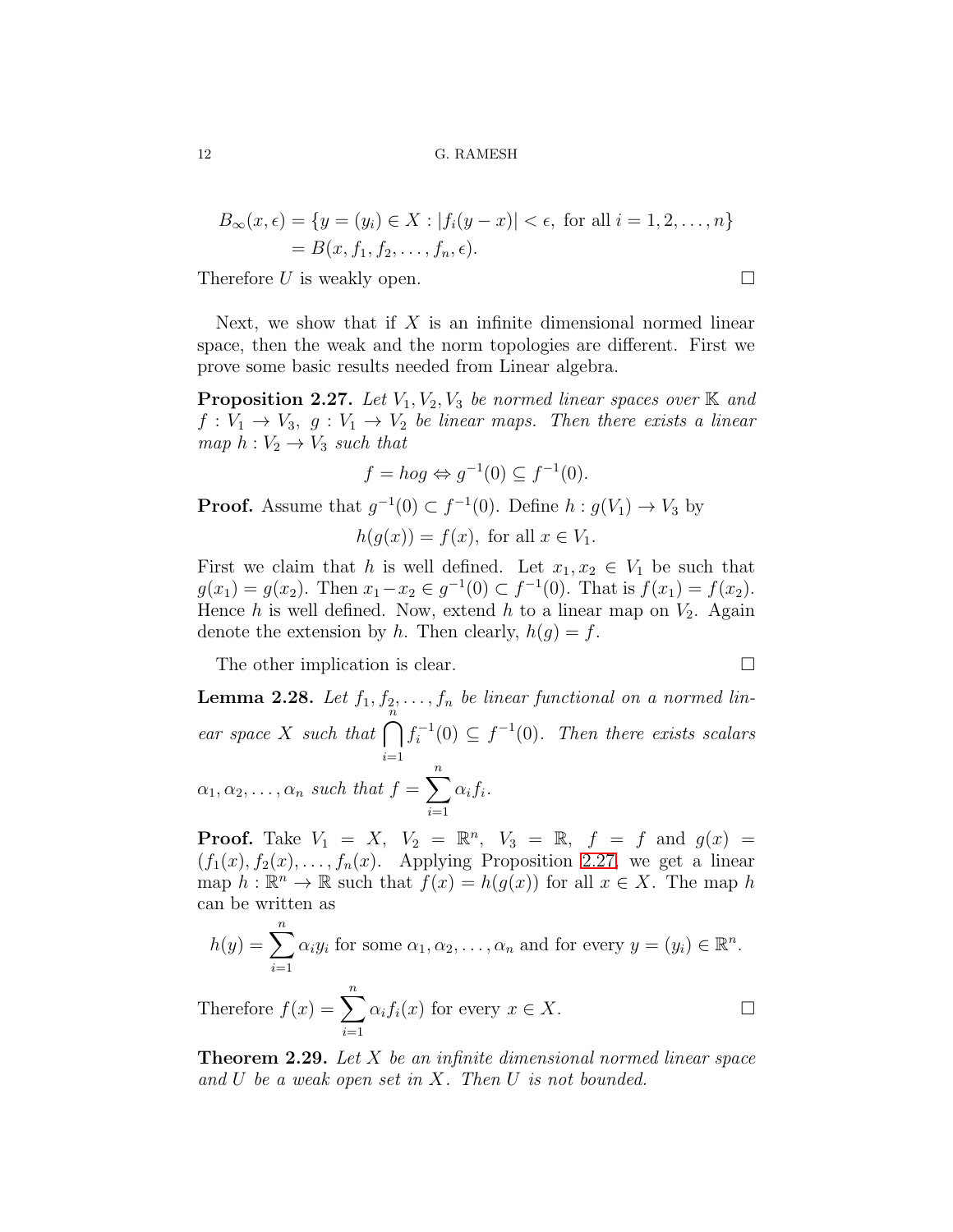$$
\begin{aligned}
B_\infty(x,\epsilon) &= \{y=(y_i)\in X : |f_i(y-x)|<\epsilon, \text{ for all } i=1,2,\dots,n\} \\
&= B(x,f_1,f_2,\dots,f_n,\epsilon).
\end{aligned}
$$

Therefore $U$ is weakly open. $\square$

Next, we show that if $X$ is an infinite dimensional normed linear space, then the weak and the norm topologies are different. First we prove some basic results needed from Linear algebra.

**Proposition 2.27.** *Let $V_1, V_2, V_3$ be normed linear spaces over $\mathbb{K}$ and $f: V_1 \to V_3,\ g: V_1 \to V_2$ be linear maps. Then there exists a linear map $h: V_2 \to V_3$ such that*

$$f = hog \Leftrightarrow g^{-1}(0) \subseteq f^{-1}(0).$$

**Proof.** Assume that $g^{-1}(0)\subset f^{-1}(0)$. Define $h: g(V_1)\to V_3$ by

$$h(g(x)) = f(x), \text{ for all } x\in V_1.$$

First we claim that $h$ is well defined. Let $x_1, x_2 \in V_1$ be such that $g(x_1) = g(x_2)$. Then $x_1 - x_2 \in g^{-1}(0)\subset f^{-1}(0)$. That is $f(x_1) = f(x_2)$. Hence $h$ is well defined. Now, extend $h$ to a linear map on $V_2$. Again denote the extension by $h$. Then clearly, $h(g) = f$.

The other implication is clear. $\square$

**Lemma 2.28.** *Let $f_1, f_2, \dots, f_n$ be linear functional on a normed linear space $X$ such that $\bigcap\limits_{i=1}^{n} f_i^{-1}(0)\subseteq f^{-1}(0)$. Then there exists scalars $\alpha_1,\alpha_2,\dots,\alpha_n$ such that $f=\sum\limits_{i=1}^{n}\alpha_i f_i$.*

**Proof.** Take $V_1 = X,\ V_2=\mathbb{R}^n,\ V_3=\mathbb{R},\ f=f$ and $g(x) = (f_1(x), f_2(x),\dots,f_n(x))$. Applying Proposition 2.27, we get a linear map $h:\mathbb{R}^n\to\mathbb{R}$ such that $f(x) = h(g(x))$ for all $x\in X$. The map $h$ can be written as

$$h(y) = \sum_{i=1}^{n}\alpha_i y_i \text{ for some } \alpha_1,\alpha_2,\dots,\alpha_n \text{ and for every } y=(y_i)\in\mathbb{R}^n.$$

Therefore $f(x) = \sum\limits_{i=1}^{n}\alpha_i f_i(x)$ for every $x\in X$. $\square$

**Theorem 2.29.** *Let $X$ be an infinite dimensional normed linear space and $U$ be a weak open set in $X$. Then $U$ is not bounded.*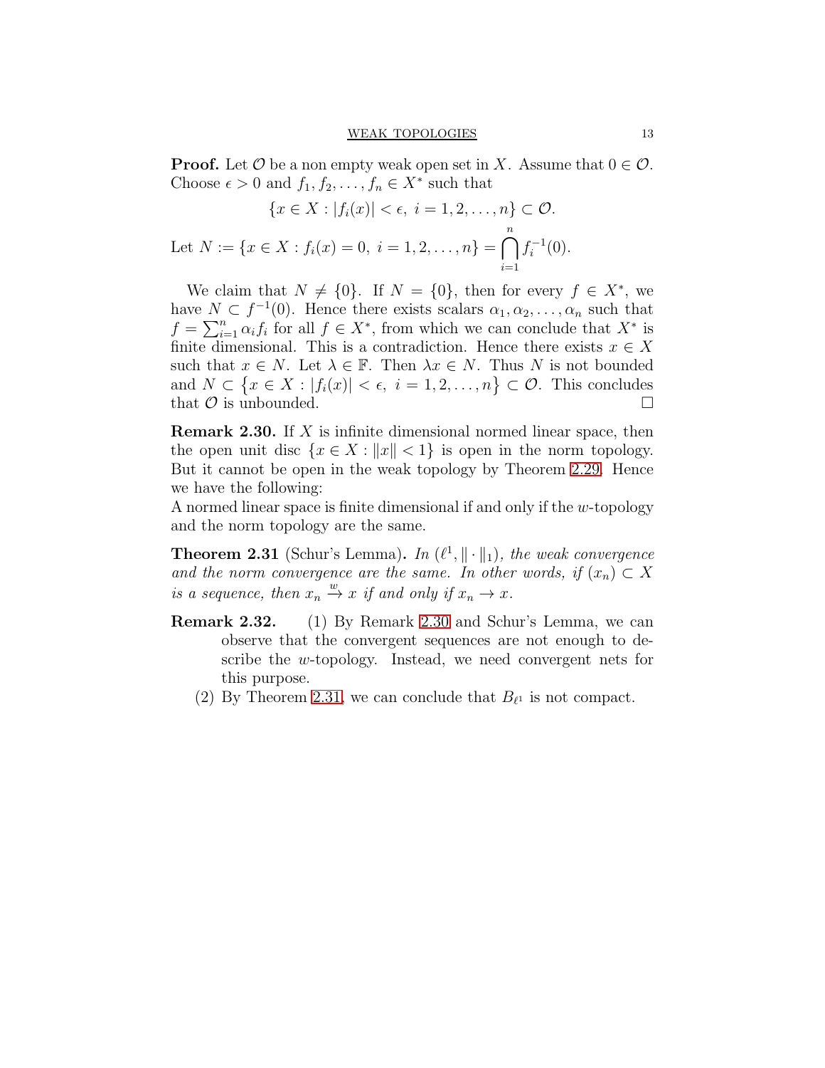**Proof.** Let $\mathcal{O}$ be a non empty weak open set in $X$. Assume that $0 \in \mathcal{O}$. Choose $\epsilon > 0$ and $f_1, f_2, \ldots, f_n \in X^*$ such that

$$\{x \in X : |f_i(x)| < \epsilon,\ i = 1, 2, \ldots, n\} \subset \mathcal{O}.$$

Let $N := \{x \in X : f_i(x) = 0,\ i = 1, 2, \ldots, n\} = \bigcap_{i=1}^{n} f_i^{-1}(0)$.

We claim that $N \neq \{0\}$. If $N = \{0\}$, then for every $f \in X^*$, we have $N \subset f^{-1}(0)$. Hence there exists scalars $\alpha_1, \alpha_2, \ldots, \alpha_n$ such that $f = \sum_{i=1}^{n} \alpha_i f_i$ for all $f \in X^*$, from which we can conclude that $X^*$ is finite dimensional. This is a contradiction. Hence there exists $x \in X$ such that $x \in N$. Let $\lambda \in \mathbb{F}$. Then $\lambda x \in N$. Thus $N$ is not bounded and $N \subset \{x \in X : |f_i(x)| < \epsilon,\ i = 1, 2, \ldots, n\} \subset \mathcal{O}$. This concludes that $\mathcal{O}$ is unbounded. $\square$

**Remark 2.30.** If $X$ is infinite dimensional normed linear space, then the open unit disc $\{x \in X : \|x\| < 1\}$ is open in the norm topology. But it cannot be open in the weak topology by Theorem 2.29. Hence we have the following:
A normed linear space is finite dimensional if and only if the $w$-topology and the norm topology are the same.

**Theorem 2.31** (Schur's Lemma)**.** *In $(\ell^1, \|\cdot\|_1)$, the weak convergence and the norm convergence are the same. In other words, if $(x_n) \subset X$ is a sequence, then $x_n \xrightarrow{w} x$ if and only if $x_n \to x$.*

**Remark 2.32.**
1. By Remark 2.30 and Schur's Lemma, we can observe that the convergent sequences are not enough to describe the $w$-topology. Instead, we need convergent nets for this purpose.
2. By Theorem 2.31, we can conclude that $B_{\ell^1}$ is not compact.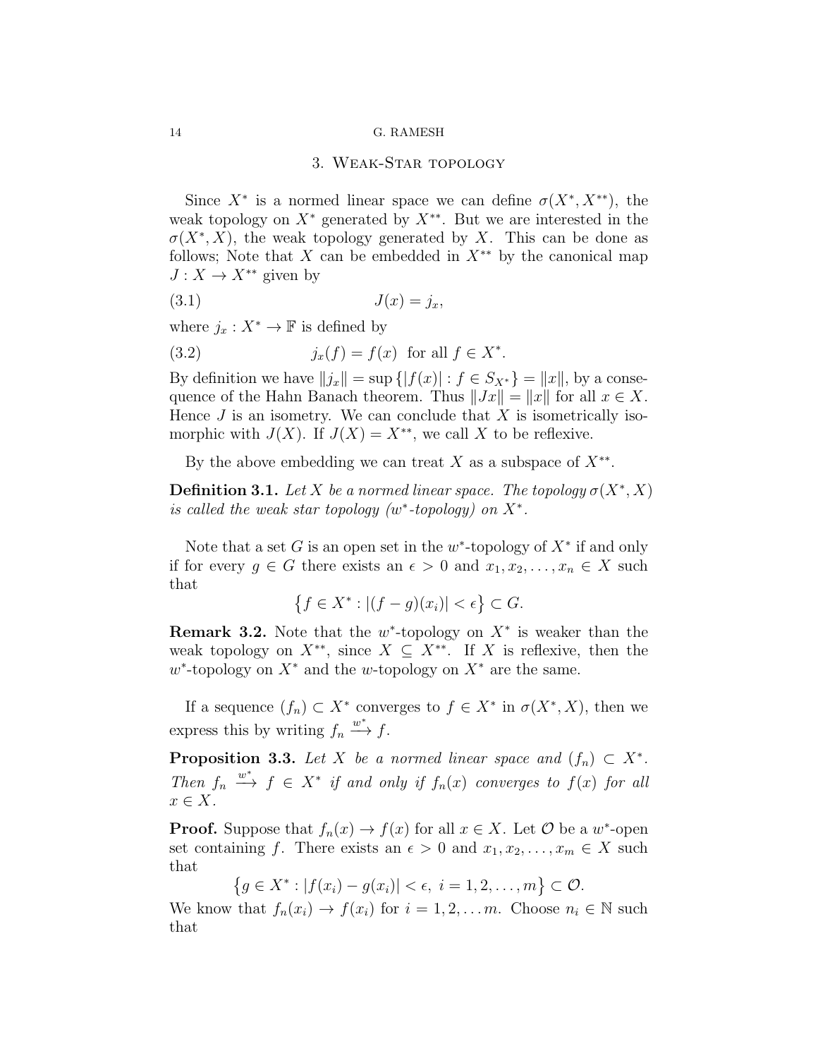## 3. Weak-Star topology

Since $X^*$ is a normed linear space we can define $\sigma(X^*, X^{**})$, the weak topology on $X^*$ generated by $X^{**}$. But we are interested in the $\sigma(X^*, X)$, the weak topology generated by $X$. This can be done as follows; Note that $X$ can be embedded in $X^{**}$ by the canonical map $J : X \to X^{**}$ given by

$$J(x) = j_x, \tag{3.1}$$

where $j_x : X^* \to \mathbb{F}$ is defined by

$$j_x(f) = f(x) \text{ for all } f \in X^*. \tag{3.2}$$

By definition we have $\|j_x\| = \sup\{|f(x)| : f \in S_{X^*}\} = \|x\|$, by a consequence of the Hahn Banach theorem. Thus $\|Jx\| = \|x\|$ for all $x \in X$. Hence $J$ is an isometry. We can conclude that $X$ is isometrically isomorphic with $J(X)$. If $J(X) = X^{**}$, we call $X$ to be reflexive.

By the above embedding we can treat $X$ as a subspace of $X^{**}$.

**Definition 3.1.** *Let $X$ be a normed linear space. The topology $\sigma(X^*, X)$ is called the weak star topology ($w^*$-topology) on $X^*$.*

Note that a set $G$ is an open set in the $w^*$-topology of $X^*$ if and only if for every $g \in G$ there exists an $\epsilon > 0$ and $x_1, x_2, \ldots, x_n \in X$ such that

$$\left\{f \in X^* : |(f - g)(x_i)| < \epsilon\right\} \subset G.$$

**Remark 3.2.** Note that the $w^*$-topology on $X^*$ is weaker than the weak topology on $X^{**}$, since $X \subseteq X^{**}$. If $X$ is reflexive, then the $w^*$-topology on $X^*$ and the $w$-topology on $X^*$ are the same.

If a sequence $(f_n) \subset X^*$ converges to $f \in X^*$ in $\sigma(X^*, X)$, then we express this by writing $f_n \xrightarrow{w^*} f$.

**Proposition 3.3.** *Let $X$ be a normed linear space and $(f_n) \subset X^*$. Then $f_n \xrightarrow{w^*} f \in X^*$ if and only if $f_n(x)$ converges to $f(x)$ for all $x \in X$.*

**Proof.** Suppose that $f_n(x) \to f(x)$ for all $x \in X$. Let $\mathcal{O}$ be a $w^*$-open set containing $f$. There exists an $\epsilon > 0$ and $x_1, x_2, \ldots, x_m \in X$ such that

$$\left\{g \in X^* : |f(x_i) - g(x_i)| < \epsilon, \ i = 1, 2, \ldots, m\right\} \subset \mathcal{O}.$$

We know that $f_n(x_i) \to f(x_i)$ for $i = 1, 2, \ldots m$. Choose $n_i \in \mathbb{N}$ such that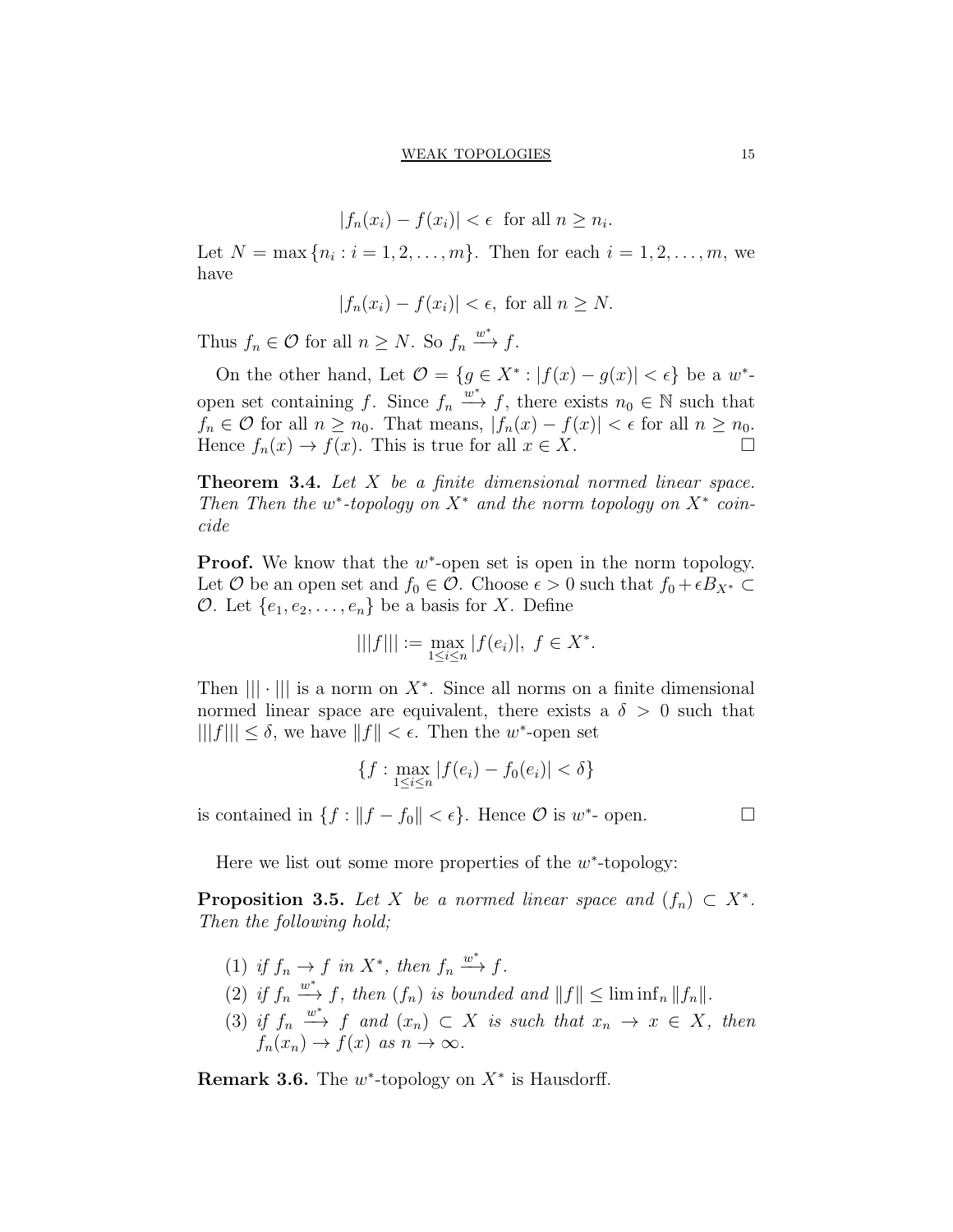$$|f_n(x_i) - f(x_i)| < \epsilon \text{ for all } n \geq n_i.$$

Let $N = \max\{n_i : i = 1, 2, \ldots, m\}$. Then for each $i = 1, 2, \ldots, m$, we have

$$|f_n(x_i) - f(x_i)| < \epsilon, \text{ for all } n \geq N.$$

Thus $f_n \in \mathcal{O}$ for all $n \geq N$. So $f_n \xrightarrow{w^*} f$.

On the other hand, Let $\mathcal{O} = \{g \in X^* : |f(x) - g(x)| < \epsilon\}$ be a $w^*$-open set containing $f$. Since $f_n \xrightarrow{w^*} f$, there exists $n_0 \in \mathbb{N}$ such that $f_n \in \mathcal{O}$ for all $n \geq n_0$. That means, $|f_n(x) - f(x)| < \epsilon$ for all $n \geq n_0$. Hence $f_n(x) \to f(x)$. This is true for all $x \in X$. $\square$

**Theorem 3.4.** *Let $X$ be a finite dimensional normed linear space. Then Then the $w^*$-topology on $X^*$ and the norm topology on $X^*$ coincide*

**Proof.** We know that the $w^*$-open set is open in the norm topology. Let $\mathcal{O}$ be an open set and $f_0 \in \mathcal{O}$. Choose $\epsilon > 0$ such that $f_0 + \epsilon B_{X^*} \subset \mathcal{O}$. Let $\{e_1, e_2, \ldots, e_n\}$ be a basis for $X$. Define

$$|||f||| := \max_{1 \leq i \leq n} |f(e_i)|, \ f \in X^*.$$

Then $||| \cdot |||$ is a norm on $X^*$. Since all norms on a finite dimensional normed linear space are equivalent, there exists a $\delta > 0$ such that $|||f||| \leq \delta$, we have $\|f\| < \epsilon$. Then the $w^*$-open set

$$\{f : \max_{1 \leq i \leq n} |f(e_i) - f_0(e_i)| < \delta\}$$

is contained in $\{f : \|f - f_0\| < \epsilon\}$. Hence $\mathcal{O}$ is $w^*$- open. $\square$

Here we list out some more properties of the $w^*$-topology:

**Proposition 3.5.** *Let $X$ be a normed linear space and $(f_n) \subset X^*$. Then the following hold;*

1. *if $f_n \to f$ in $X^*$, then $f_n \xrightarrow{w^*} f$.*
2. *if $f_n \xrightarrow{w^*} f$, then $(f_n)$ is bounded and $\|f\| \leq \liminf_n \|f_n\|$.*
3. *if $f_n \xrightarrow{w^*} f$ and $(x_n) \subset X$ is such that $x_n \to x \in X$, then $f_n(x_n) \to f(x)$ as $n \to \infty$.*

**Remark 3.6.** The $w^*$-topology on $X^*$ is Hausdorff.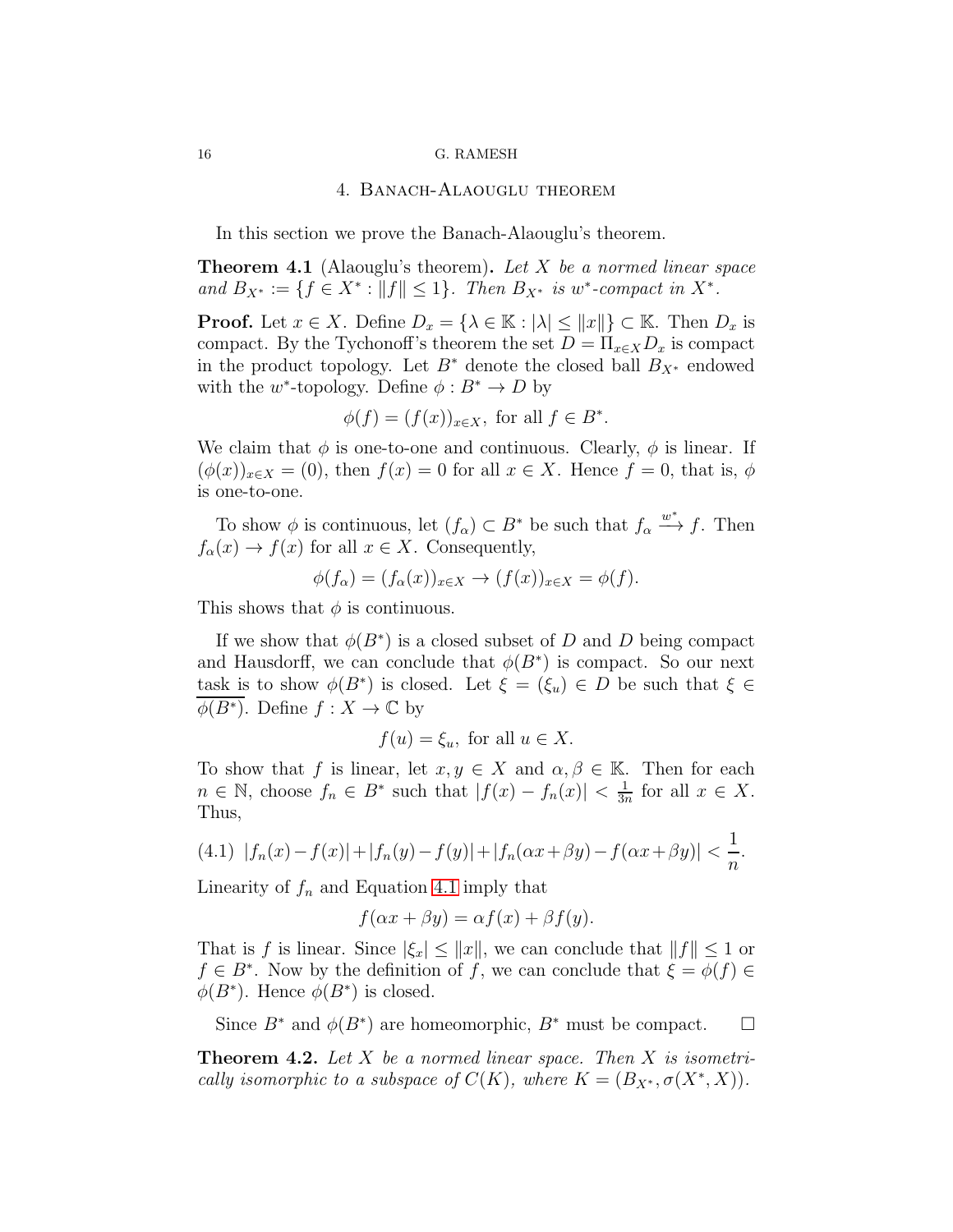## 4. Banach-Alaouglu theorem

In this section we prove the Banach-Alaouglu's theorem.

**Theorem 4.1** (Alaouglu's theorem)**.** *Let $X$ be a normed linear space and $B_{X^*} := \{f \in X^* : \|f\| \leq 1\}$. Then $B_{X^*}$ is $w^*$-compact in $X^*$.*

**Proof.** Let $x \in X$. Define $D_x = \{\lambda \in \mathbb{K} : |\lambda| \leq \|x\|\} \subset \mathbb{K}$. Then $D_x$ is compact. By the Tychonoff's theorem the set $D = \Pi_{x \in X} D_x$ is compact in the product topology. Let $B^*$ denote the closed ball $B_{X^*}$ endowed with the $w^*$-topology. Define $\phi : B^* \to D$ by

$$\phi(f) = (f(x))_{x \in X}, \text{ for all } f \in B^*.$$

We claim that $\phi$ is one-to-one and continuous. Clearly, $\phi$ is linear. If $(\phi(x))_{x \in X} = (0)$, then $f(x) = 0$ for all $x \in X$. Hence $f = 0$, that is, $\phi$ is one-to-one.

To show $\phi$ is continuous, let $(f_\alpha) \subset B^*$ be such that $f_\alpha \xrightarrow{w^*} f$. Then $f_\alpha(x) \to f(x)$ for all $x \in X$. Consequently,

$$\phi(f_\alpha) = (f_\alpha(x))_{x \in X} \to (f(x))_{x \in X} = \phi(f).$$

This shows that $\phi$ is continuous.

If we show that $\phi(B^*)$ is a closed subset of $D$ and $D$ being compact and Hausdorff, we can conclude that $\phi(B^*)$ is compact. So our next task is to show $\phi(B^*)$ is closed. Let $\xi = (\xi_u) \in D$ be such that $\xi \in \overline{\phi(B^*)}$. Define $f : X \to \mathbb{C}$ by

$$f(u) = \xi_u, \text{ for all } u \in X.$$

To show that $f$ is linear, let $x, y \in X$ and $\alpha, \beta \in \mathbb{K}$. Then for each $n \in \mathbb{N}$, choose $f_n \in B^*$ such that $|f(x) - f_n(x)| < \frac{1}{3n}$ for all $x \in X$. Thus,

$$|f_n(x) - f(x)| + |f_n(y) - f(y)| + |f_n(\alpha x + \beta y) - f(\alpha x + \beta y)| < \frac{1}{n}. \tag{4.1}$$

Linearity of $f_n$ and Equation 4.1 imply that

$$f(\alpha x + \beta y) = \alpha f(x) + \beta f(y).$$

That is $f$ is linear. Since $|\xi_x| \leq \|x\|$, we can conclude that $\|f\| \leq 1$ or $f \in B^*$. Now by the definition of $f$, we can conclude that $\xi = \phi(f) \in \phi(B^*)$. Hence $\phi(B^*)$ is closed.

Since $B^*$ and $\phi(B^*)$ are homeomorphic, $B^*$ must be compact. $\square$

**Theorem 4.2.** *Let $X$ be a normed linear space. Then $X$ is isometrically isomorphic to a subspace of $C(K)$, where $K = (B_{X^*}, \sigma(X^*, X))$.*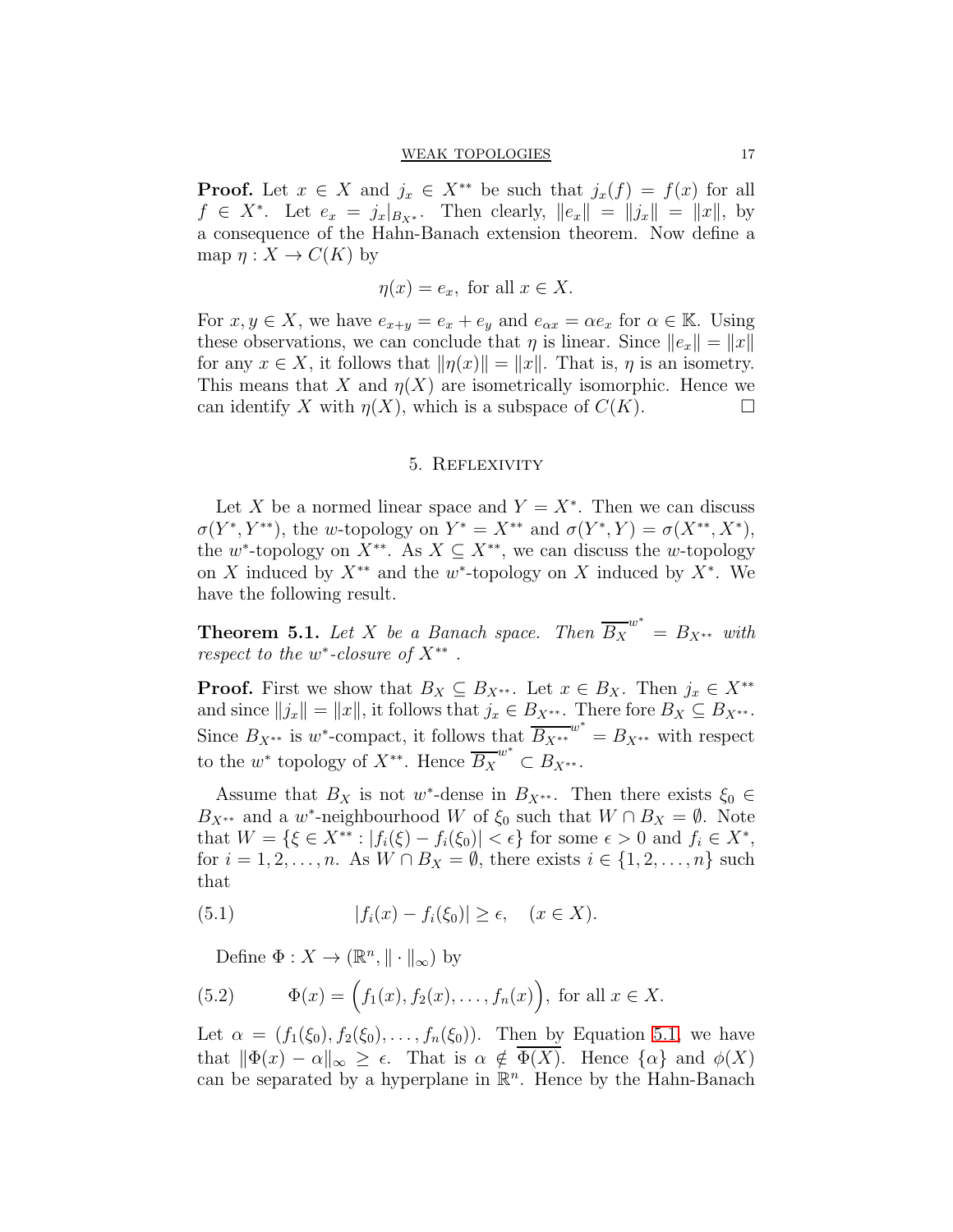**Proof.** Let $x \in X$ and $j_x \in X^{**}$ be such that $j_x(f) = f(x)$ for all $f \in X^*$. Let $e_x = j_x|_{B_{X^*}}$. Then clearly, $\|e_x\| = \|j_x\| = \|x\|$, by a consequence of the Hahn-Banach extension theorem. Now define a map $\eta : X \to C(K)$ by

$$\eta(x) = e_x, \text{ for all } x \in X.$$

For $x, y \in X$, we have $e_{x+y} = e_x + e_y$ and $e_{\alpha x} = \alpha e_x$ for $\alpha \in \mathbb{K}$. Using these observations, we can conclude that $\eta$ is linear. Since $\|e_x\| = \|x\|$ for any $x \in X$, it follows that $\|\eta(x)\| = \|x\|$. That is, $\eta$ is an isometry. This means that $X$ and $\eta(X)$ are isometrically isomorphic. Hence we can identify $X$ with $\eta(X)$, which is a subspace of $C(K)$. $\square$

## 5. Reflexivity

Let $X$ be a normed linear space and $Y = X^*$. Then we can discuss $\sigma(Y^*, Y^{**})$, the $w$-topology on $Y^* = X^{**}$ and $\sigma(Y^*, Y) = \sigma(X^{**}, X^*)$, the $w^*$-topology on $X^{**}$. As $X \subseteq X^{**}$, we can discuss the $w$-topology on $X$ induced by $X^{**}$ and the $w^*$-topology on $X$ induced by $X^*$. We have the following result.

**Theorem 5.1.** *Let $X$ be a Banach space. Then $\overline{B_X}^{w^*} = B_{X^{**}}$ with respect to the $w^*$-closure of $X^{**}$ .*

**Proof.** First we show that $B_X \subseteq B_{X^{**}}$. Let $x \in B_X$. Then $j_x \in X^{**}$ and since $\|j_x\| = \|x\|$, it follows that $j_x \in B_{X^{**}}$. There fore $B_X \subseteq B_{X^{**}}$. Since $B_{X^{**}}$ is $w^*$-compact, it follows that $\overline{B_{X^{**}}}^{w^*} = B_{X^{**}}$ with respect to the $w^*$ topology of $X^{**}$. Hence $\overline{B_X}^{w^*} \subset B_{X^{**}}$.

Assume that $B_X$ is not $w^*$-dense in $B_{X^{**}}$. Then there exists $\xi_0 \in B_{X^{**}}$ and a $w^*$-neighbourhood $W$ of $\xi_0$ such that $W \cap B_X = \emptyset$. Note that $W = \{\xi \in X^{**} : |f_i(\xi) - f_i(\xi_0)| < \epsilon\}$ for some $\epsilon > 0$ and $f_i \in X^*$, for $i = 1, 2, \ldots, n$. As $W \cap B_X = \emptyset$, there exists $i \in \{1, 2, \ldots, n\}$ such that

$$|f_i(x) - f_i(\xi_0)| \geq \epsilon, \quad (x \in X). \tag{5.1}$$

Define $\Phi : X \to (\mathbb{R}^n, \|\cdot\|_\infty)$ by

$$\Phi(x) = \Big(f_1(x), f_2(x), \ldots, f_n(x)\Big), \text{ for all } x \in X. \tag{5.2}$$

Let $\alpha = (f_1(\xi_0), f_2(\xi_0), \ldots, f_n(\xi_0))$. Then by Equation 5.1, we have that $\|\Phi(x) - \alpha\|_\infty \geq \epsilon$. That is $\alpha \notin \overline{\Phi(X)}$. Hence $\{\alpha\}$ and $\phi(X)$ can be separated by a hyperplane in $\mathbb{R}^n$. Hence by the Hahn-Banach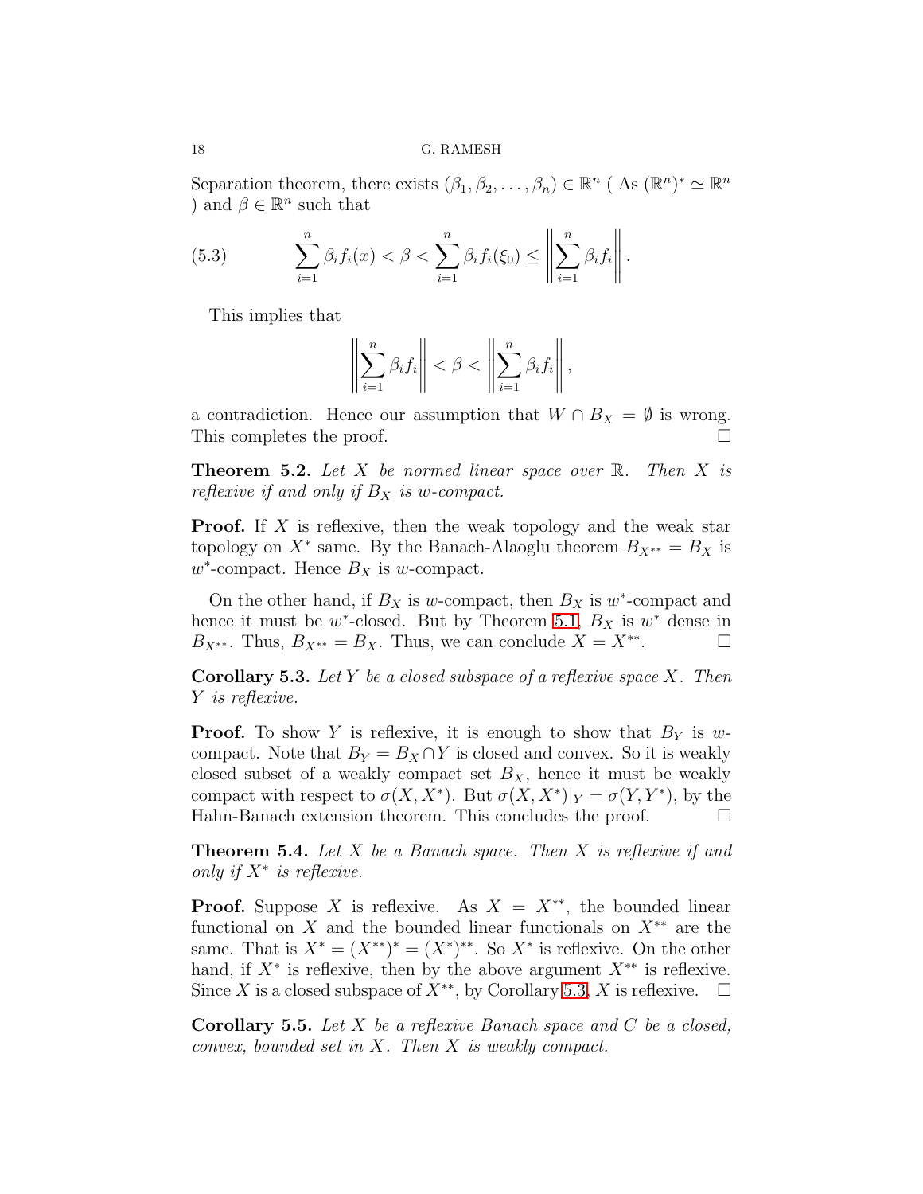Separation theorem, there exists $(\beta_1, \beta_2, \ldots, \beta_n) \in \mathbb{R}^n$ ( As $(\mathbb{R}^n)^* \simeq \mathbb{R}^n$ ) and $\beta \in \mathbb{R}^n$ such that

$$\sum_{i=1}^{n} \beta_i f_i(x) < \beta < \sum_{i=1}^{n} \beta_i f_i(\xi_0) \leq \left\| \sum_{i=1}^{n} \beta_i f_i \right\|. \tag{5.3}$$

This implies that

$$\left\| \sum_{i=1}^{n} \beta_i f_i \right\| < \beta < \left\| \sum_{i=1}^{n} \beta_i f_i \right\|,$$

a contradiction. Hence our assumption that $W \cap B_X = \emptyset$ is wrong. This completes the proof. $\square$

**Theorem 5.2.** *Let $X$ be normed linear space over $\mathbb{R}$. Then $X$ is reflexive if and only if $B_X$ is $w$-compact.*

**Proof.** If $X$ is reflexive, then the weak topology and the weak star topology on $X^*$ same. By the Banach-Alaoglu theorem $B_{X^{**}} = B_X$ is $w^*$-compact. Hence $B_X$ is $w$-compact.

On the other hand, if $B_X$ is $w$-compact, then $B_X$ is $w^*$-compact and hence it must be $w^*$-closed. But by Theorem 5.1, $B_X$ is $w^*$ dense in $B_{X^{**}}$. Thus, $B_{X^{**}} = B_X$. Thus, we can conclude $X = X^{**}$. $\square$

**Corollary 5.3.** *Let $Y$ be a closed subspace of a reflexive space $X$. Then $Y$ is reflexive.*

**Proof.** To show $Y$ is reflexive, it is enough to show that $B_Y$ is $w$-compact. Note that $B_Y = B_X \cap Y$ is closed and convex. So it is weakly closed subset of a weakly compact set $B_X$, hence it must be weakly compact with respect to $\sigma(X, X^*)$. But $\sigma(X, X^*)|_Y = \sigma(Y, Y^*)$, by the Hahn-Banach extension theorem. This concludes the proof. $\square$

**Theorem 5.4.** *Let $X$ be a Banach space. Then $X$ is reflexive if and only if $X^*$ is reflexive.*

**Proof.** Suppose $X$ is reflexive. As $X = X^{**}$, the bounded linear functional on $X$ and the bounded linear functionals on $X^{**}$ are the same. That is $X^* = (X^{**})^* = (X^*)^{**}$. So $X^*$ is reflexive. On the other hand, if $X^*$ is reflexive, then by the above argument $X^{**}$ is reflexive. Since $X$ is a closed subspace of $X^{**}$, by Corollary 5.3, $X$ is reflexive. $\square$

**Corollary 5.5.** *Let $X$ be a reflexive Banach space and $C$ be a closed, convex, bounded set in $X$. Then $X$ is weakly compact.*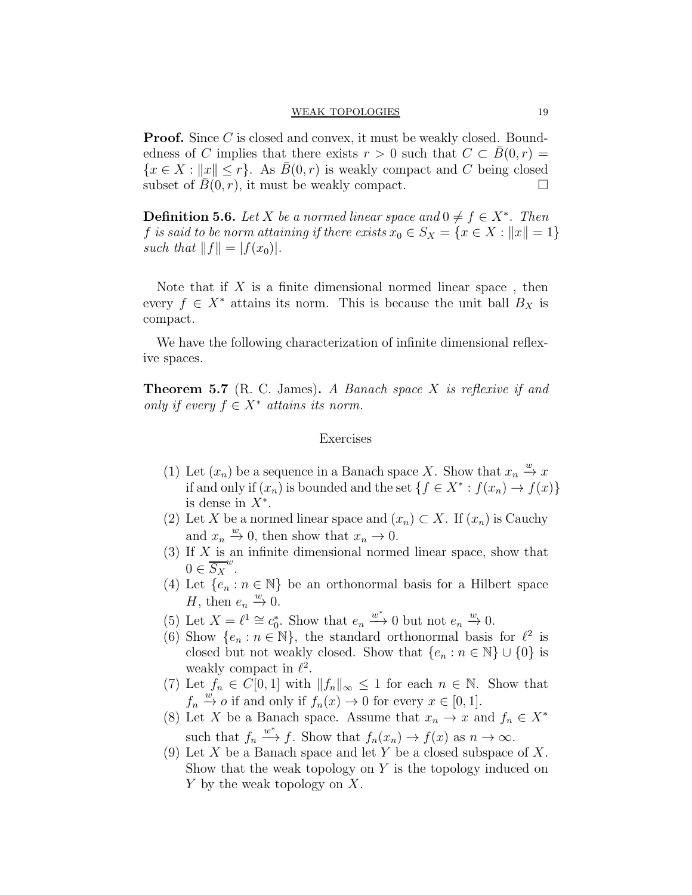**Proof.** Since $C$ is closed and convex, it must be weakly closed. Boundedness of $C$ implies that there exists $r > 0$ such that $C \subset \bar{B}(0, r) = \{x \in X : \|x\| \leq r\}$. As $\bar{B}(0, r)$ is weakly compact and $C$ being closed subset of $\bar{B}(0, r)$, it must be weakly compact. $\square$

**Definition 5.6.** *Let $X$ be a normed linear space and $0 \neq f \in X^*$. Then $f$ is said to be norm attaining if there exists $x_0 \in S_X = \{x \in X : \|x\| = 1\}$ such that $\|f\| = |f(x_0)|$.*

Note that if $X$ is a finite dimensional normed linear space , then every $f \in X^*$ attains its norm. This is because the unit ball $B_X$ is compact.

We have the following characterization of infinite dimensional reflexive spaces.

**Theorem 5.7** (R. C. James)**.** *A Banach space $X$ is reflexive if and only if every $f \in X^*$ attains its norm.*

## Exercises

(1) Let $(x_n)$ be a sequence in a Banach space $X$. Show that $x_n \xrightarrow{w} x$ if and only if $(x_n)$ is bounded and the set $\{f \in X^* : f(x_n) \to f(x)\}$ is dense in $X^*$.

(2) Let $X$ be a normed linear space and $(x_n) \subset X$. If $(x_n)$ is Cauchy and $x_n \xrightarrow{w} 0$, then show that $x_n \to 0$.

(3) If $X$ is an infinite dimensional normed linear space, show that $0 \in \overline{S_X}^w$.

(4) Let $\{e_n : n \in \mathbb{N}\}$ be an orthonormal basis for a Hilbert space $H$, then $e_n \xrightarrow{w} 0$.

(5) Let $X = \ell^1 \cong c_0^*$. Show that $e_n \xrightarrow{w^*} 0$ but not $e_n \xrightarrow{w} 0$.

(6) Show $\{e_n : n \in \mathbb{N}\}$, the standard orthonormal basis for $\ell^2$ is closed but not weakly closed. Show that $\{e_n : n \in \mathbb{N}\} \cup \{0\}$ is weakly compact in $\ell^2$.

(7) Let $f_n \in C[0, 1]$ with $\|f_n\|_\infty \leq 1$ for each $n \in \mathbb{N}$. Show that $f_n \xrightarrow{w} o$ if and only if $f_n(x) \to 0$ for every $x \in [0, 1]$.

(8) Let $X$ be a Banach space. Assume that $x_n \to x$ and $f_n \in X^*$ such that $f_n \xrightarrow{w^*} f$. Show that $f_n(x_n) \to f(x)$ as $n \to \infty$.

(9) Let $X$ be a Banach space and let $Y$ be a closed subspace of $X$. Show that the weak topology on $Y$ is the topology induced on $Y$ by the weak topology on $X$.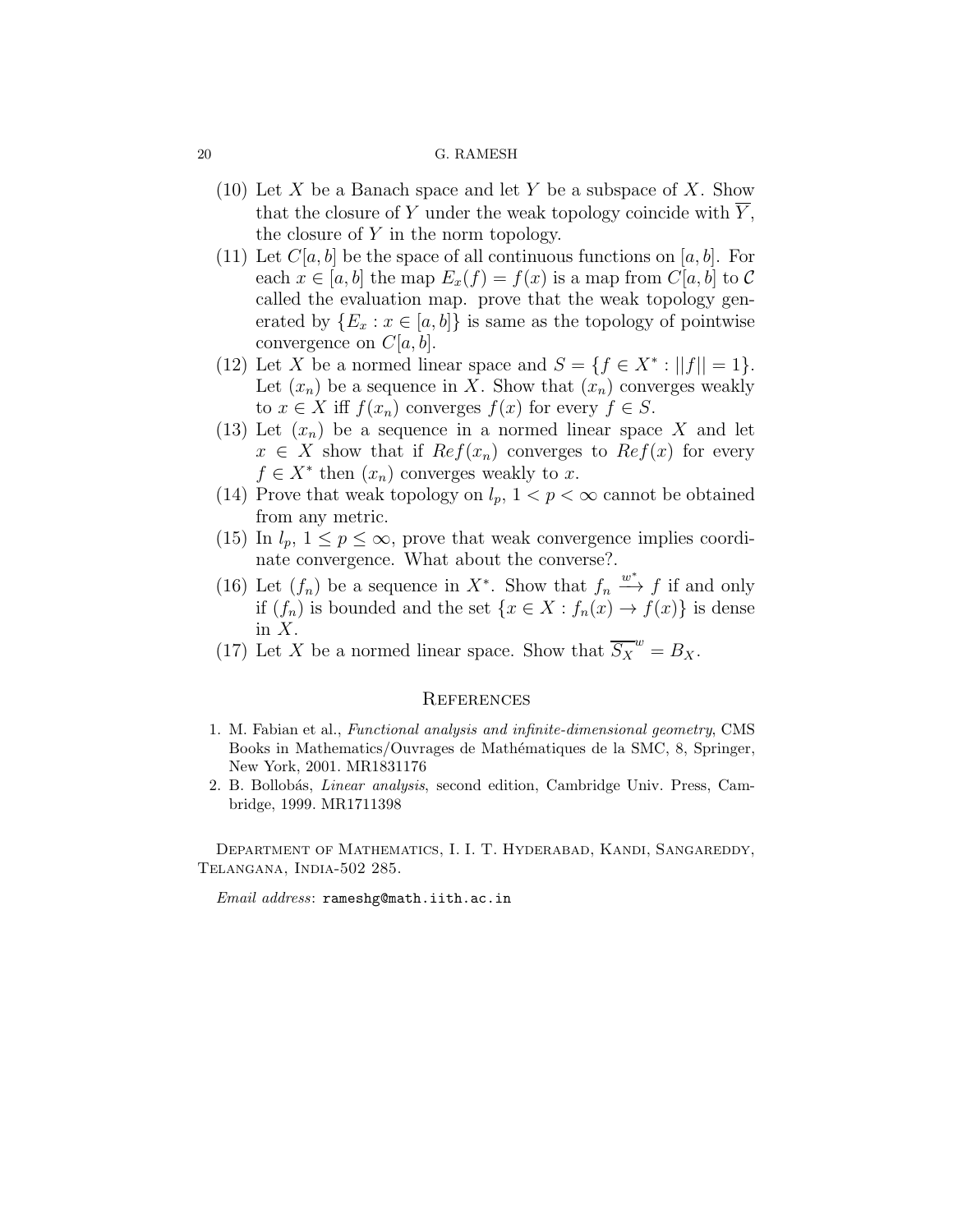(10) Let $X$ be a Banach space and let $Y$ be a subspace of $X$. Show that the closure of $Y$ under the weak topology coincide with $\overline{Y}$, the closure of $Y$ in the norm topology.

(11) Let $C[a,b]$ be the space of all continuous functions on $[a,b]$. For each $x \in [a,b]$ the map $E_x(f) = f(x)$ is a map from $C[a,b]$ to $\mathcal{C}$ called the evaluation map. prove that the weak topology generated by $\{E_x : x \in [a,b]\}$ is same as the topology of pointwise convergence on $C[a,b]$.

(12) Let $X$ be a normed linear space and $S = \{f \in X^* : ||f|| = 1\}$. Let $(x_n)$ be a sequence in $X$. Show that $(x_n)$ converges weakly to $x \in X$ iff $f(x_n)$ converges $f(x)$ for every $f \in S$.

(13) Let $(x_n)$ be a sequence in a normed linear space $X$ and let $x \in X$ show that if $Ref(x_n)$ converges to $Ref(x)$ for every $f \in X^*$ then $(x_n)$ converges weakly to $x$.

(14) Prove that weak topology on $l_p$, $1 < p < \infty$ cannot be obtained from any metric.

(15) In $l_p$, $1 \leq p \leq \infty$, prove that weak convergence implies coordinate convergence. What about the converse?.

(16) Let $(f_n)$ be a sequence in $X^*$. Show that $f_n \xrightarrow{w^*} f$ if and only if $(f_n)$ is bounded and the set $\{x \in X : f_n(x) \to f(x)\}$ is dense in $X$.

(17) Let $X$ be a normed linear space. Show that $\overline{S_X}^w = B_X$.

## References

1. M. Fabian et al., *Functional analysis and infinite-dimensional geometry*, CMS Books in Mathematics/Ouvrages de Mathématiques de la SMC, 8, Springer, New York, 2001. MR1831176
2. B. Bollobás, *Linear analysis*, second edition, Cambridge Univ. Press, Cambridge, 1999. MR1711398

Department of Mathematics, I. I. T. Hyderabad, Kandi, Sangareddy, Telangana, India-502 285.

*Email address*: rameshg@math.iith.ac.in